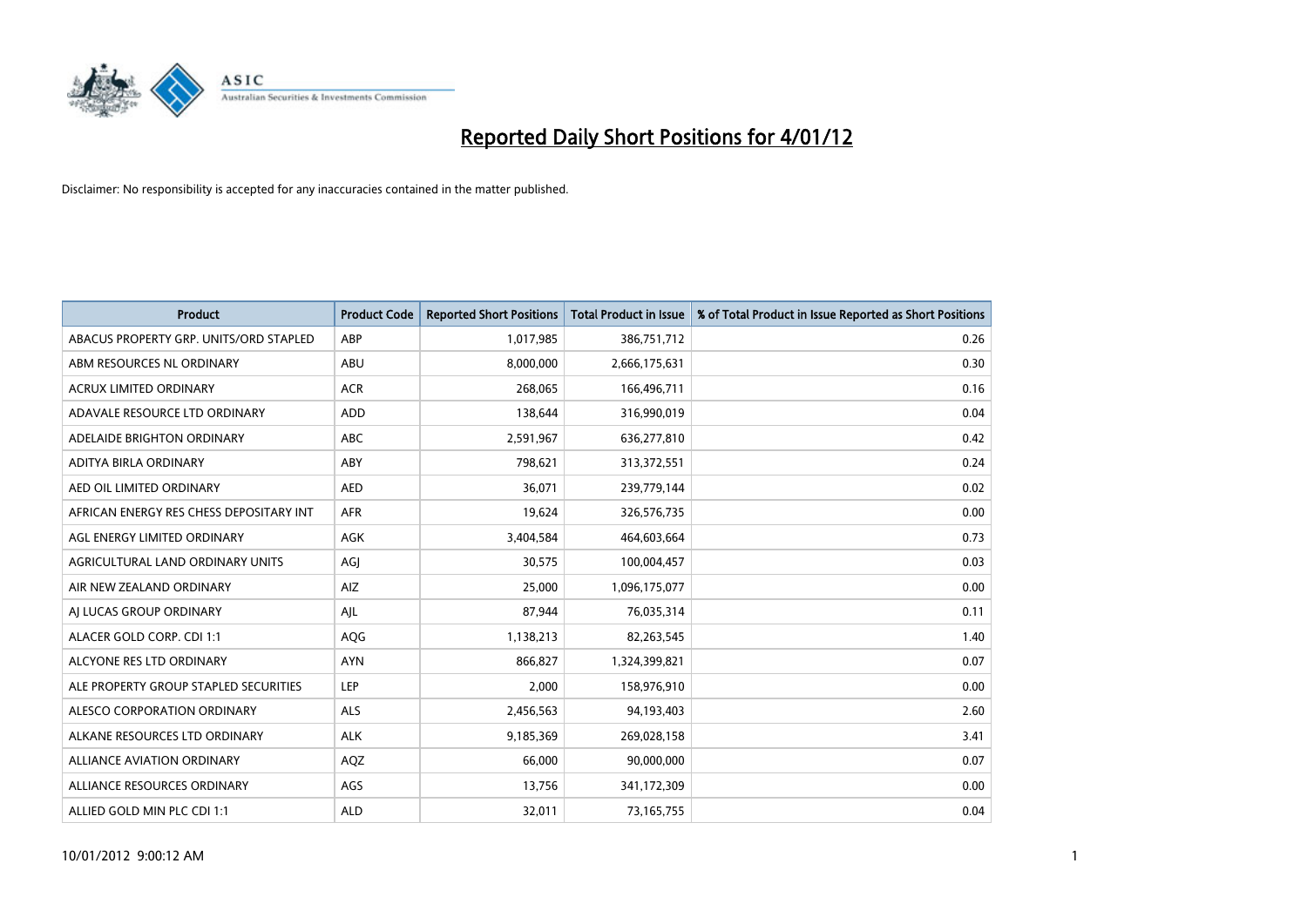# Reported Daily Short Positions for 4/01/12

Disclaimer: No responsibility is accepted for any inaccuracies contained in the matter published.

| Product | Product Code | Reported Short Positions | Total Product in Issue | % of Total Product in Issue Reported as Short Positions |
|---|---|---|---|---|
| ABACUS PROPERTY GRP. UNITS/ORD STAPLED | ABP | 1,017,985 | 386,751,712 | 0.26 |
| ABM RESOURCES NL ORDINARY | ABU | 8,000,000 | 2,666,175,631 | 0.30 |
| ACRUX LIMITED ORDINARY | ACR | 268,065 | 166,496,711 | 0.16 |
| ADAVALE RESOURCE LTD ORDINARY | ADD | 138,644 | 316,990,019 | 0.04 |
| ADELAIDE BRIGHTON ORDINARY | ABC | 2,591,967 | 636,277,810 | 0.42 |
| ADITYA BIRLA ORDINARY | ABY | 798,621 | 313,372,551 | 0.24 |
| AED OIL LIMITED ORDINARY | AED | 36,071 | 239,779,144 | 0.02 |
| AFRICAN ENERGY RES CHESS DEPOSITARY INT | AFR | 19,624 | 326,576,735 | 0.00 |
| AGL ENERGY LIMITED ORDINARY | AGK | 3,404,584 | 464,603,664 | 0.73 |
| AGRICULTURAL LAND ORDINARY UNITS | AGJ | 30,575 | 100,004,457 | 0.03 |
| AIR NEW ZEALAND ORDINARY | AIZ | 25,000 | 1,096,175,077 | 0.00 |
| AJ LUCAS GROUP ORDINARY | AJL | 87,944 | 76,035,314 | 0.11 |
| ALACER GOLD CORP. CDI 1:1 | AQG | 1,138,213 | 82,263,545 | 1.40 |
| ALCYONE RES LTD ORDINARY | AYN | 866,827 | 1,324,399,821 | 0.07 |
| ALE PROPERTY GROUP STAPLED SECURITIES | LEP | 2,000 | 158,976,910 | 0.00 |
| ALESCO CORPORATION ORDINARY | ALS | 2,456,563 | 94,193,403 | 2.60 |
| ALKANE RESOURCES LTD ORDINARY | ALK | 9,185,369 | 269,028,158 | 3.41 |
| ALLIANCE AVIATION ORDINARY | AQZ | 66,000 | 90,000,000 | 0.07 |
| ALLIANCE RESOURCES ORDINARY | AGS | 13,756 | 341,172,309 | 0.00 |
| ALLIED GOLD MIN PLC CDI 1:1 | ALD | 32,011 | 73,165,755 | 0.04 |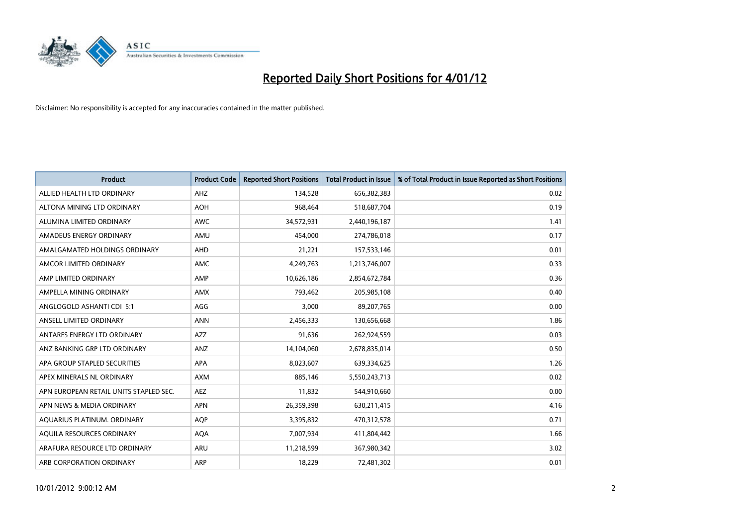# Reported Daily Short Positions for 4/01/12

Disclaimer: No responsibility is accepted for any inaccuracies contained in the matter published.

| Product | Product Code | Reported Short Positions | Total Product in Issue | % of Total Product in Issue Reported as Short Positions |
|---|---|---|---|---|
| ALLIED HEALTH LTD ORDINARY | AHZ | 134,528 | 656,382,383 | 0.02 |
| ALTONA MINING LTD ORDINARY | AOH | 968,464 | 518,687,704 | 0.19 |
| ALUMINA LIMITED ORDINARY | AWC | 34,572,931 | 2,440,196,187 | 1.41 |
| AMADEUS ENERGY ORDINARY | AMU | 454,000 | 274,786,018 | 0.17 |
| AMALGAMATED HOLDINGS ORDINARY | AHD | 21,221 | 157,533,146 | 0.01 |
| AMCOR LIMITED ORDINARY | AMC | 4,249,763 | 1,213,746,007 | 0.33 |
| AMP LIMITED ORDINARY | AMP | 10,626,186 | 2,854,672,784 | 0.36 |
| AMPELLA MINING ORDINARY | AMX | 793,462 | 205,985,108 | 0.40 |
| ANGLOGOLD ASHANTI CDI 5:1 | AGG | 3,000 | 89,207,765 | 0.00 |
| ANSELL LIMITED ORDINARY | ANN | 2,456,333 | 130,656,668 | 1.86 |
| ANTARES ENERGY LTD ORDINARY | AZZ | 91,636 | 262,924,559 | 0.03 |
| ANZ BANKING GRP LTD ORDINARY | ANZ | 14,104,060 | 2,678,835,014 | 0.50 |
| APA GROUP STAPLED SECURITIES | APA | 8,023,607 | 639,334,625 | 1.26 |
| APEX MINERALS NL ORDINARY | AXM | 885,146 | 5,550,243,713 | 0.02 |
| APN EUROPEAN RETAIL UNITS STAPLED SEC. | AEZ | 11,832 | 544,910,660 | 0.00 |
| APN NEWS & MEDIA ORDINARY | APN | 26,359,398 | 630,211,415 | 4.16 |
| AQUARIUS PLATINUM. ORDINARY | AQP | 3,395,832 | 470,312,578 | 0.71 |
| AQUILA RESOURCES ORDINARY | AQA | 7,007,934 | 411,804,442 | 1.66 |
| ARAFURA RESOURCE LTD ORDINARY | ARU | 11,218,599 | 367,980,342 | 3.02 |
| ARB CORPORATION ORDINARY | ARP | 18,229 | 72,481,302 | 0.01 |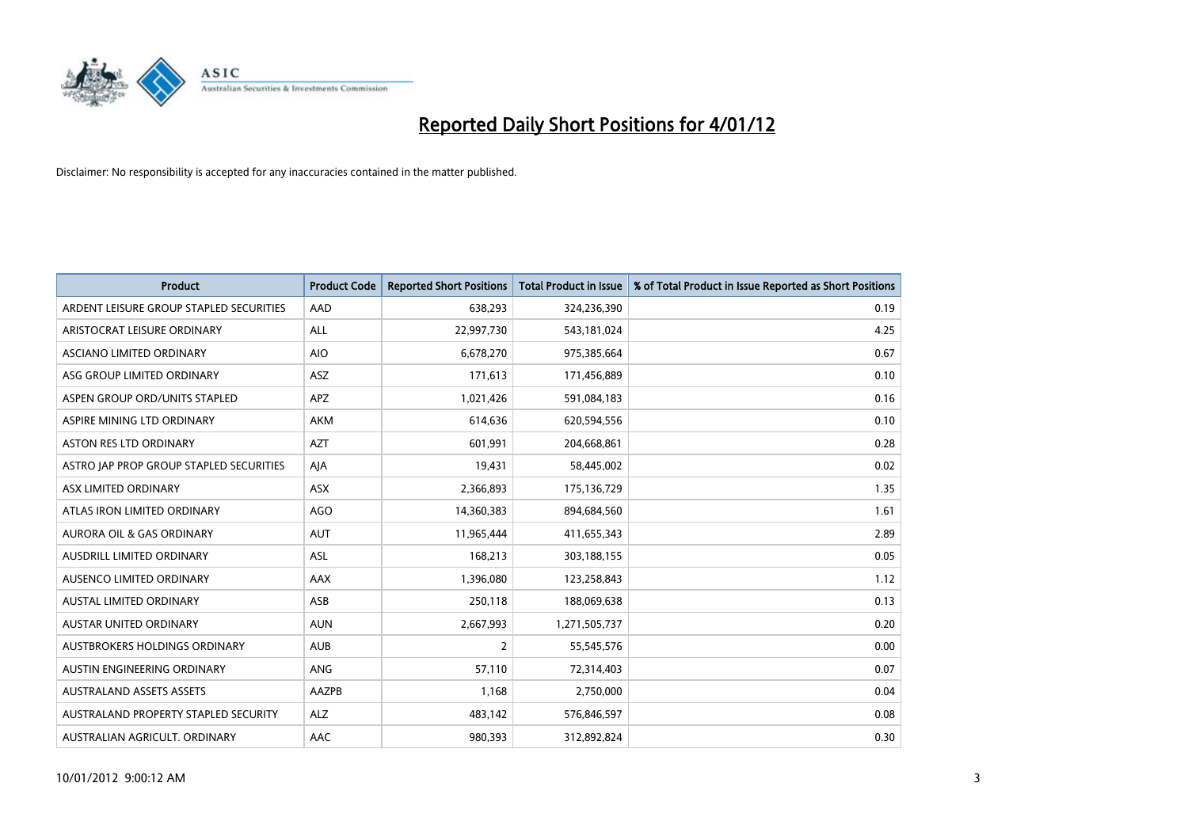# Reported Daily Short Positions for 4/01/12

Disclaimer: No responsibility is accepted for any inaccuracies contained in the matter published.

| Product | Product Code | Reported Short Positions | Total Product in Issue | % of Total Product in Issue Reported as Short Positions |
|---|---|---|---|---|
| ARDENT LEISURE GROUP STAPLED SECURITIES | AAD | 638,293 | 324,236,390 | 0.19 |
| ARISTOCRAT LEISURE ORDINARY | ALL | 22,997,730 | 543,181,024 | 4.25 |
| ASCIANO LIMITED ORDINARY | AIO | 6,678,270 | 975,385,664 | 0.67 |
| ASG GROUP LIMITED ORDINARY | ASZ | 171,613 | 171,456,889 | 0.10 |
| ASPEN GROUP ORD/UNITS STAPLED | APZ | 1,021,426 | 591,084,183 | 0.16 |
| ASPIRE MINING LTD ORDINARY | AKM | 614,636 | 620,594,556 | 0.10 |
| ASTON RES LTD ORDINARY | AZT | 601,991 | 204,668,861 | 0.28 |
| ASTRO JAP PROP GROUP STAPLED SECURITIES | AJA | 19,431 | 58,445,002 | 0.02 |
| ASX LIMITED ORDINARY | ASX | 2,366,893 | 175,136,729 | 1.35 |
| ATLAS IRON LIMITED ORDINARY | AGO | 14,360,383 | 894,684,560 | 1.61 |
| AURORA OIL & GAS ORDINARY | AUT | 11,965,444 | 411,655,343 | 2.89 |
| AUSDRILL LIMITED ORDINARY | ASL | 168,213 | 303,188,155 | 0.05 |
| AUSENCO LIMITED ORDINARY | AAX | 1,396,080 | 123,258,843 | 1.12 |
| AUSTAL LIMITED ORDINARY | ASB | 250,118 | 188,069,638 | 0.13 |
| AUSTAR UNITED ORDINARY | AUN | 2,667,993 | 1,271,505,737 | 0.20 |
| AUSTBROKERS HOLDINGS ORDINARY | AUB | 2 | 55,545,576 | 0.00 |
| AUSTIN ENGINEERING ORDINARY | ANG | 57,110 | 72,314,403 | 0.07 |
| AUSTRALAND ASSETS ASSETS | AAZPB | 1,168 | 2,750,000 | 0.04 |
| AUSTRALAND PROPERTY STAPLED SECURITY | ALZ | 483,142 | 576,846,597 | 0.08 |
| AUSTRALIAN AGRICULT. ORDINARY | AAC | 980,393 | 312,892,824 | 0.30 |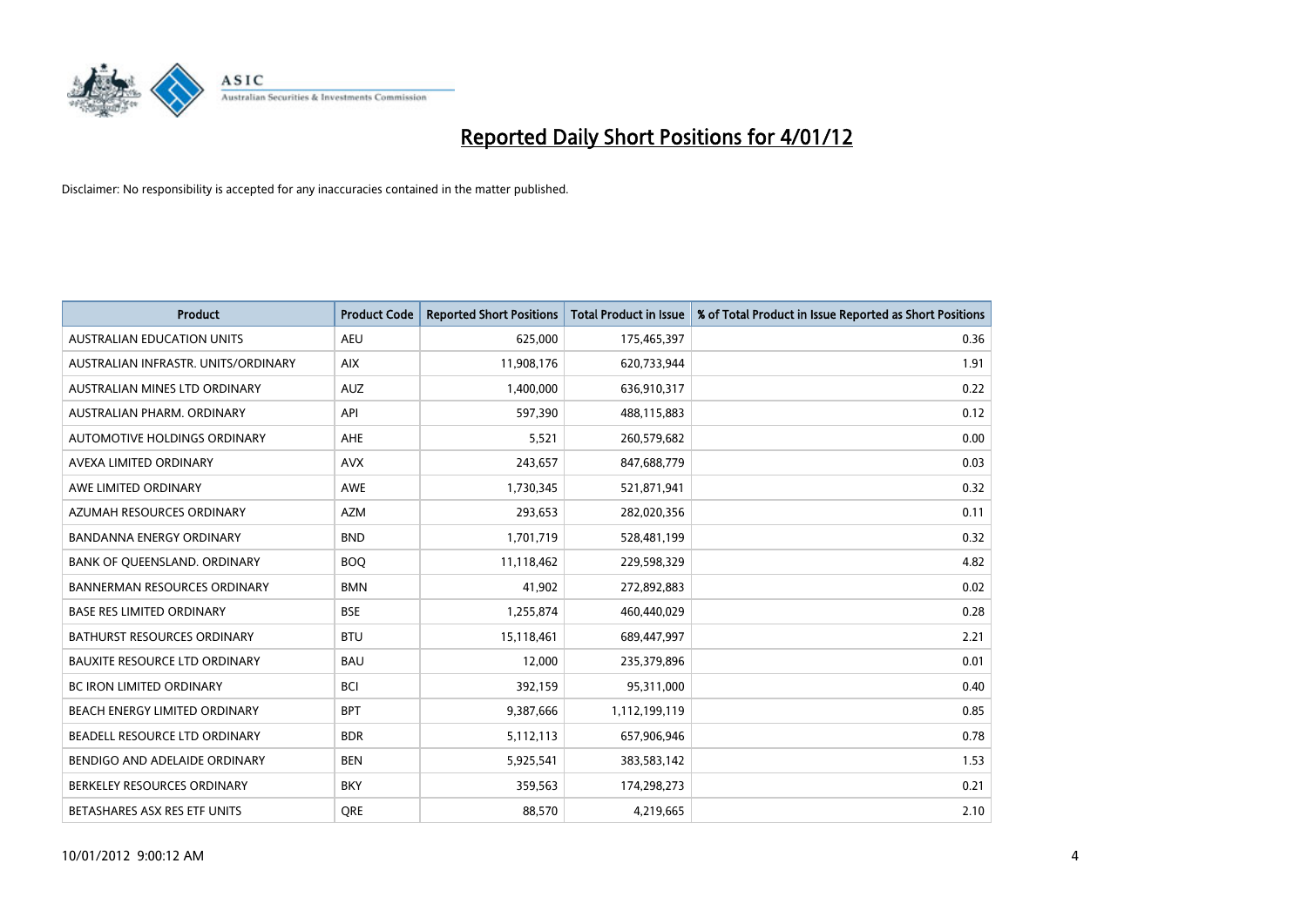# Reported Daily Short Positions for 4/01/12

Disclaimer: No responsibility is accepted for any inaccuracies contained in the matter published.

| Product | Product Code | Reported Short Positions | Total Product in Issue | % of Total Product in Issue Reported as Short Positions |
|---|---|---|---|---|
| AUSTRALIAN EDUCATION UNITS | AEU | 625,000 | 175,465,397 | 0.36 |
| AUSTRALIAN INFRASTR. UNITS/ORDINARY | AIX | 11,908,176 | 620,733,944 | 1.91 |
| AUSTRALIAN MINES LTD ORDINARY | AUZ | 1,400,000 | 636,910,317 | 0.22 |
| AUSTRALIAN PHARM. ORDINARY | API | 597,390 | 488,115,883 | 0.12 |
| AUTOMOTIVE HOLDINGS ORDINARY | AHE | 5,521 | 260,579,682 | 0.00 |
| AVEXA LIMITED ORDINARY | AVX | 243,657 | 847,688,779 | 0.03 |
| AWE LIMITED ORDINARY | AWE | 1,730,345 | 521,871,941 | 0.32 |
| AZUMAH RESOURCES ORDINARY | AZM | 293,653 | 282,020,356 | 0.11 |
| BANDANNA ENERGY ORDINARY | BND | 1,701,719 | 528,481,199 | 0.32 |
| BANK OF QUEENSLAND. ORDINARY | BOQ | 11,118,462 | 229,598,329 | 4.82 |
| BANNERMAN RESOURCES ORDINARY | BMN | 41,902 | 272,892,883 | 0.02 |
| BASE RES LIMITED ORDINARY | BSE | 1,255,874 | 460,440,029 | 0.28 |
| BATHURST RESOURCES ORDINARY | BTU | 15,118,461 | 689,447,997 | 2.21 |
| BAUXITE RESOURCE LTD ORDINARY | BAU | 12,000 | 235,379,896 | 0.01 |
| BC IRON LIMITED ORDINARY | BCI | 392,159 | 95,311,000 | 0.40 |
| BEACH ENERGY LIMITED ORDINARY | BPT | 9,387,666 | 1,112,199,119 | 0.85 |
| BEADELL RESOURCE LTD ORDINARY | BDR | 5,112,113 | 657,906,946 | 0.78 |
| BENDIGO AND ADELAIDE ORDINARY | BEN | 5,925,541 | 383,583,142 | 1.53 |
| BERKELEY RESOURCES ORDINARY | BKY | 359,563 | 174,298,273 | 0.21 |
| BETASHARES ASX RES ETF UNITS | QRE | 88,570 | 4,219,665 | 2.10 |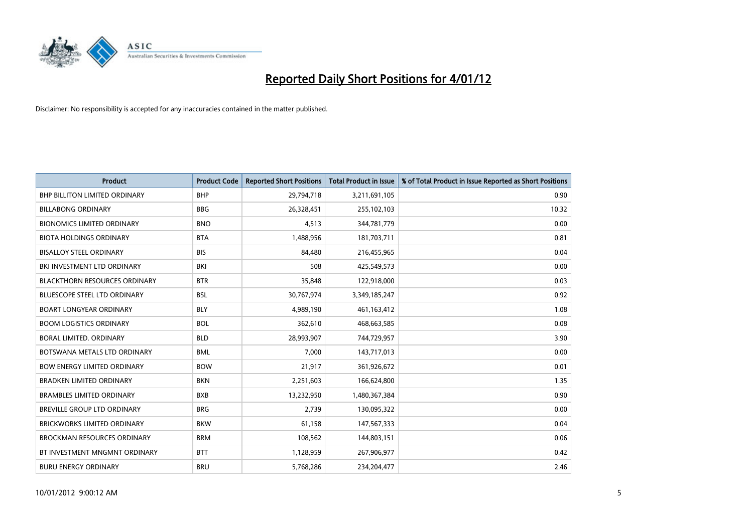# Reported Daily Short Positions for 4/01/12

Disclaimer: No responsibility is accepted for any inaccuracies contained in the matter published.

| Product | Product Code | Reported Short Positions | Total Product in Issue | % of Total Product in Issue Reported as Short Positions |
|---|---|---|---|---|
| BHP BILLITON LIMITED ORDINARY | BHP | 29,794,718 | 3,211,691,105 | 0.90 |
| BILLABONG ORDINARY | BBG | 26,328,451 | 255,102,103 | 10.32 |
| BIONOMICS LIMITED ORDINARY | BNO | 4,513 | 344,781,779 | 0.00 |
| BIOTA HOLDINGS ORDINARY | BTA | 1,488,956 | 181,703,711 | 0.81 |
| BISALLOY STEEL ORDINARY | BIS | 84,480 | 216,455,965 | 0.04 |
| BKI INVESTMENT LTD ORDINARY | BKI | 508 | 425,549,573 | 0.00 |
| BLACKTHORN RESOURCES ORDINARY | BTR | 35,848 | 122,918,000 | 0.03 |
| BLUESCOPE STEEL LTD ORDINARY | BSL | 30,767,974 | 3,349,185,247 | 0.92 |
| BOART LONGYEAR ORDINARY | BLY | 4,989,190 | 461,163,412 | 1.08 |
| BOOM LOGISTICS ORDINARY | BOL | 362,610 | 468,663,585 | 0.08 |
| BORAL LIMITED. ORDINARY | BLD | 28,993,907 | 744,729,957 | 3.90 |
| BOTSWANA METALS LTD ORDINARY | BML | 7,000 | 143,717,013 | 0.00 |
| BOW ENERGY LIMITED ORDINARY | BOW | 21,917 | 361,926,672 | 0.01 |
| BRADKEN LIMITED ORDINARY | BKN | 2,251,603 | 166,624,800 | 1.35 |
| BRAMBLES LIMITED ORDINARY | BXB | 13,232,950 | 1,480,367,384 | 0.90 |
| BREVILLE GROUP LTD ORDINARY | BRG | 2,739 | 130,095,322 | 0.00 |
| BRICKWORKS LIMITED ORDINARY | BKW | 61,158 | 147,567,333 | 0.04 |
| BROCKMAN RESOURCES ORDINARY | BRM | 108,562 | 144,803,151 | 0.06 |
| BT INVESTMENT MNGMNT ORDINARY | BTT | 1,128,959 | 267,906,977 | 0.42 |
| BURU ENERGY ORDINARY | BRU | 5,768,286 | 234,204,477 | 2.46 |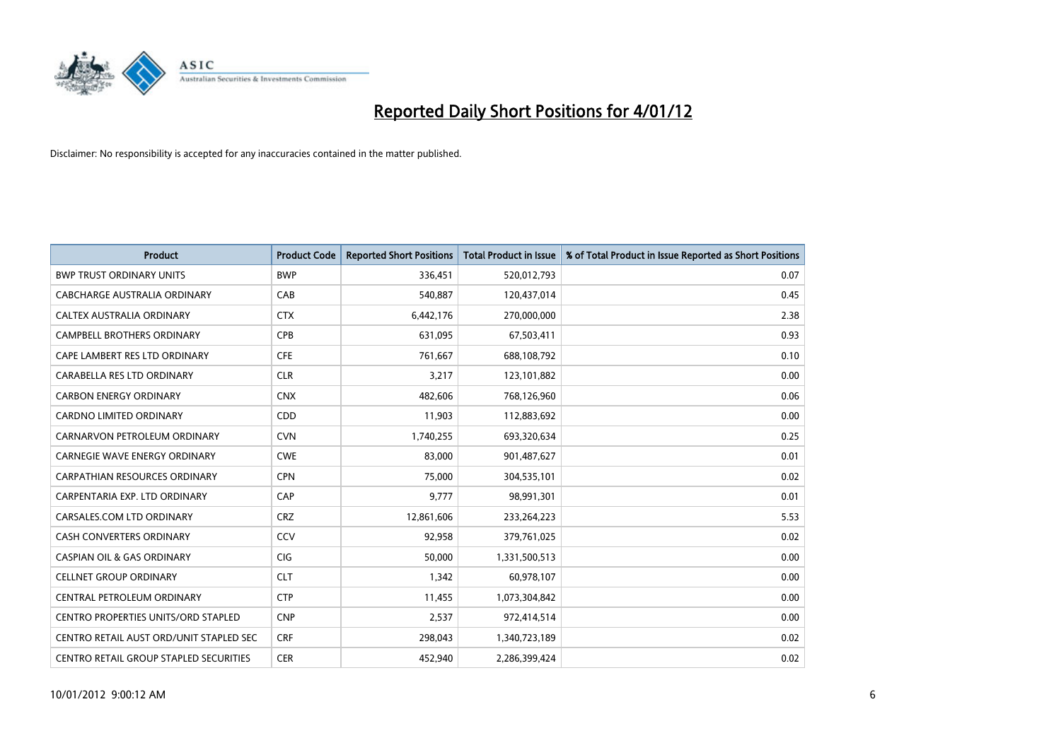# Reported Daily Short Positions for 4/01/12

Disclaimer: No responsibility is accepted for any inaccuracies contained in the matter published.

| Product | Product Code | Reported Short Positions | Total Product in Issue | % of Total Product in Issue Reported as Short Positions |
|---|---|---|---|---|
| BWP TRUST ORDINARY UNITS | BWP | 336,451 | 520,012,793 | 0.07 |
| CABCHARGE AUSTRALIA ORDINARY | CAB | 540,887 | 120,437,014 | 0.45 |
| CALTEX AUSTRALIA ORDINARY | CTX | 6,442,176 | 270,000,000 | 2.38 |
| CAMPBELL BROTHERS ORDINARY | CPB | 631,095 | 67,503,411 | 0.93 |
| CAPE LAMBERT RES LTD ORDINARY | CFE | 761,667 | 688,108,792 | 0.10 |
| CARABELLA RES LTD ORDINARY | CLR | 3,217 | 123,101,882 | 0.00 |
| CARBON ENERGY ORDINARY | CNX | 482,606 | 768,126,960 | 0.06 |
| CARDNO LIMITED ORDINARY | CDD | 11,903 | 112,883,692 | 0.00 |
| CARNARVON PETROLEUM ORDINARY | CVN | 1,740,255 | 693,320,634 | 0.25 |
| CARNEGIE WAVE ENERGY ORDINARY | CWE | 83,000 | 901,487,627 | 0.01 |
| CARPATHIAN RESOURCES ORDINARY | CPN | 75,000 | 304,535,101 | 0.02 |
| CARPENTARIA EXP. LTD ORDINARY | CAP | 9,777 | 98,991,301 | 0.01 |
| CARSALES.COM LTD ORDINARY | CRZ | 12,861,606 | 233,264,223 | 5.53 |
| CASH CONVERTERS ORDINARY | CCV | 92,958 | 379,761,025 | 0.02 |
| CASPIAN OIL & GAS ORDINARY | CIG | 50,000 | 1,331,500,513 | 0.00 |
| CELLNET GROUP ORDINARY | CLT | 1,342 | 60,978,107 | 0.00 |
| CENTRAL PETROLEUM ORDINARY | CTP | 11,455 | 1,073,304,842 | 0.00 |
| CENTRO PROPERTIES UNITS/ORD STAPLED | CNP | 2,537 | 972,414,514 | 0.00 |
| CENTRO RETAIL AUST ORD/UNIT STAPLED SEC | CRF | 298,043 | 1,340,723,189 | 0.02 |
| CENTRO RETAIL GROUP STAPLED SECURITIES | CER | 452,940 | 2,286,399,424 | 0.02 |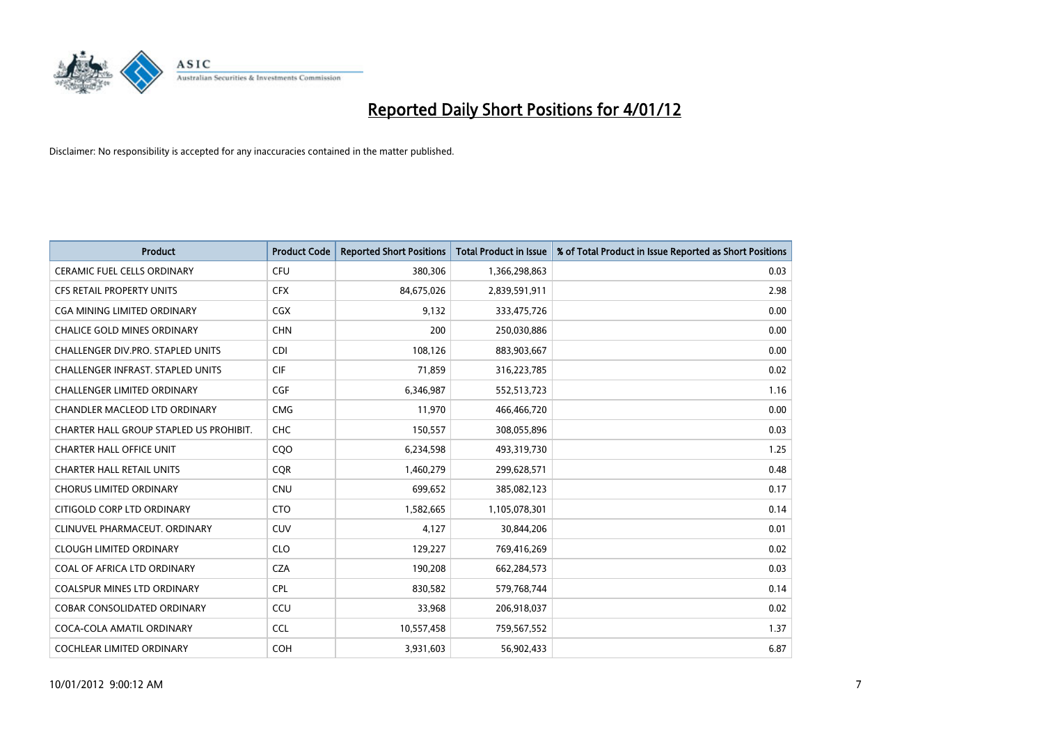# Reported Daily Short Positions for 4/01/12

Disclaimer: No responsibility is accepted for any inaccuracies contained in the matter published.

| Product | Product Code | Reported Short Positions | Total Product in Issue | % of Total Product in Issue Reported as Short Positions |
|---|---|---|---|---|
| CERAMIC FUEL CELLS ORDINARY | CFU | 380,306 | 1,366,298,863 | 0.03 |
| CFS RETAIL PROPERTY UNITS | CFX | 84,675,026 | 2,839,591,911 | 2.98 |
| CGA MINING LIMITED ORDINARY | CGX | 9,132 | 333,475,726 | 0.00 |
| CHALICE GOLD MINES ORDINARY | CHN | 200 | 250,030,886 | 0.00 |
| CHALLENGER DIV.PRO. STAPLED UNITS | CDI | 108,126 | 883,903,667 | 0.00 |
| CHALLENGER INFRAST. STAPLED UNITS | CIF | 71,859 | 316,223,785 | 0.02 |
| CHALLENGER LIMITED ORDINARY | CGF | 6,346,987 | 552,513,723 | 1.16 |
| CHANDLER MACLEOD LTD ORDINARY | CMG | 11,970 | 466,466,720 | 0.00 |
| CHARTER HALL GROUP STAPLED US PROHIBIT. | CHC | 150,557 | 308,055,896 | 0.03 |
| CHARTER HALL OFFICE UNIT | CQO | 6,234,598 | 493,319,730 | 1.25 |
| CHARTER HALL RETAIL UNITS | CQR | 1,460,279 | 299,628,571 | 0.48 |
| CHORUS LIMITED ORDINARY | CNU | 699,652 | 385,082,123 | 0.17 |
| CITIGOLD CORP LTD ORDINARY | CTO | 1,582,665 | 1,105,078,301 | 0.14 |
| CLINUVEL PHARMACEUT. ORDINARY | CUV | 4,127 | 30,844,206 | 0.01 |
| CLOUGH LIMITED ORDINARY | CLO | 129,227 | 769,416,269 | 0.02 |
| COAL OF AFRICA LTD ORDINARY | CZA | 190,208 | 662,284,573 | 0.03 |
| COALSPUR MINES LTD ORDINARY | CPL | 830,582 | 579,768,744 | 0.14 |
| COBAR CONSOLIDATED ORDINARY | CCU | 33,968 | 206,918,037 | 0.02 |
| COCA-COLA AMATIL ORDINARY | CCL | 10,557,458 | 759,567,552 | 1.37 |
| COCHLEAR LIMITED ORDINARY | COH | 3,931,603 | 56,902,433 | 6.87 |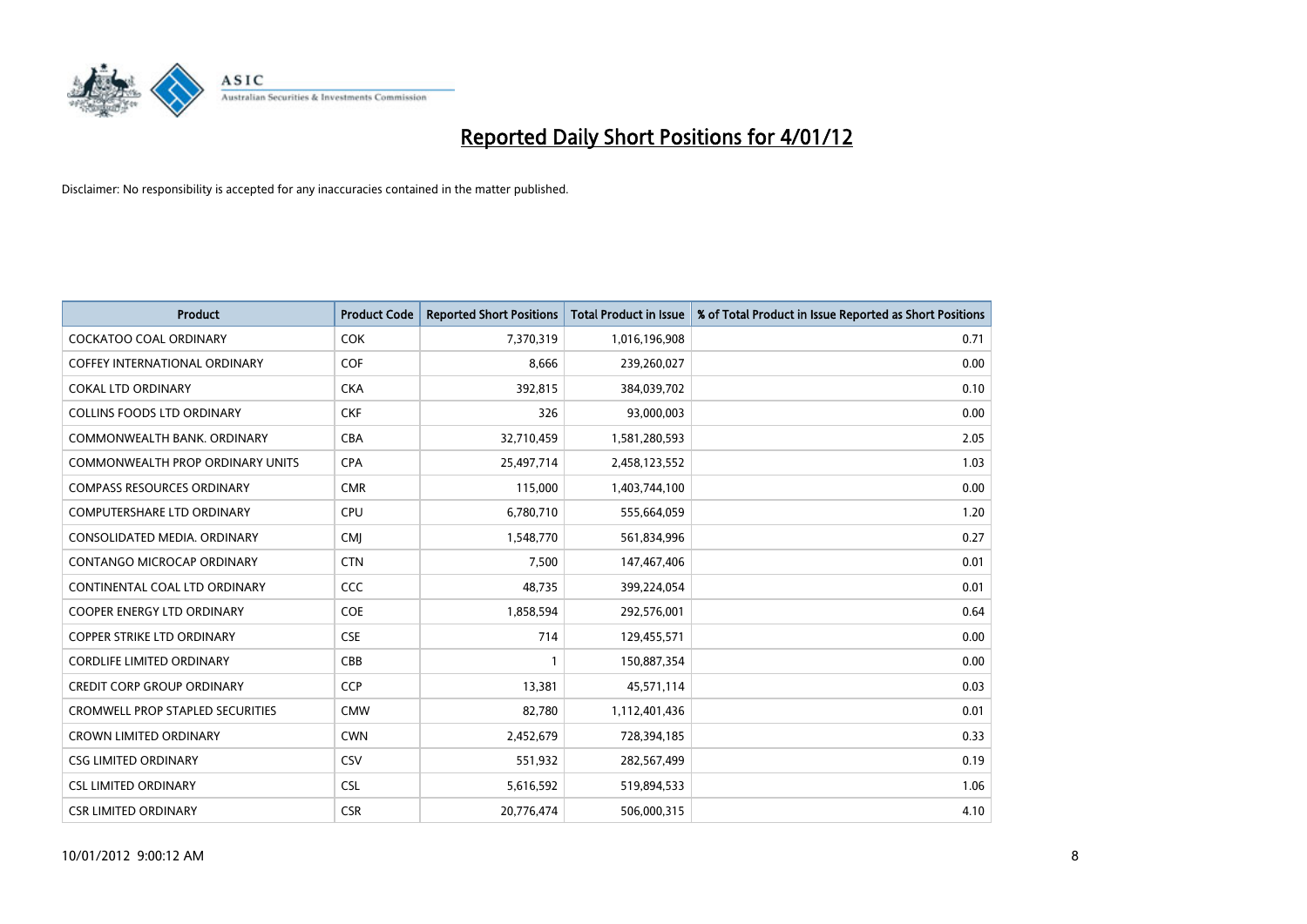# Reported Daily Short Positions for 4/01/12

Disclaimer: No responsibility is accepted for any inaccuracies contained in the matter published.

| Product | Product Code | Reported Short Positions | Total Product in Issue | % of Total Product in Issue Reported as Short Positions |
|---|---|---|---|---|
| COCKATOO COAL ORDINARY | COK | 7,370,319 | 1,016,196,908 | 0.71 |
| COFFEY INTERNATIONAL ORDINARY | COF | 8,666 | 239,260,027 | 0.00 |
| COKAL LTD ORDINARY | CKA | 392,815 | 384,039,702 | 0.10 |
| COLLINS FOODS LTD ORDINARY | CKF | 326 | 93,000,003 | 0.00 |
| COMMONWEALTH BANK. ORDINARY | CBA | 32,710,459 | 1,581,280,593 | 2.05 |
| COMMONWEALTH PROP ORDINARY UNITS | CPA | 25,497,714 | 2,458,123,552 | 1.03 |
| COMPASS RESOURCES ORDINARY | CMR | 115,000 | 1,403,744,100 | 0.00 |
| COMPUTERSHARE LTD ORDINARY | CPU | 6,780,710 | 555,664,059 | 1.20 |
| CONSOLIDATED MEDIA. ORDINARY | CMJ | 1,548,770 | 561,834,996 | 0.27 |
| CONTANGO MICROCAP ORDINARY | CTN | 7,500 | 147,467,406 | 0.01 |
| CONTINENTAL COAL LTD ORDINARY | CCC | 48,735 | 399,224,054 | 0.01 |
| COOPER ENERGY LTD ORDINARY | COE | 1,858,594 | 292,576,001 | 0.64 |
| COPPER STRIKE LTD ORDINARY | CSE | 714 | 129,455,571 | 0.00 |
| CORDLIFE LIMITED ORDINARY | CBB | 1 | 150,887,354 | 0.00 |
| CREDIT CORP GROUP ORDINARY | CCP | 13,381 | 45,571,114 | 0.03 |
| CROMWELL PROP STAPLED SECURITIES | CMW | 82,780 | 1,112,401,436 | 0.01 |
| CROWN LIMITED ORDINARY | CWN | 2,452,679 | 728,394,185 | 0.33 |
| CSG LIMITED ORDINARY | CSV | 551,932 | 282,567,499 | 0.19 |
| CSL LIMITED ORDINARY | CSL | 5,616,592 | 519,894,533 | 1.06 |
| CSR LIMITED ORDINARY | CSR | 20,776,474 | 506,000,315 | 4.10 |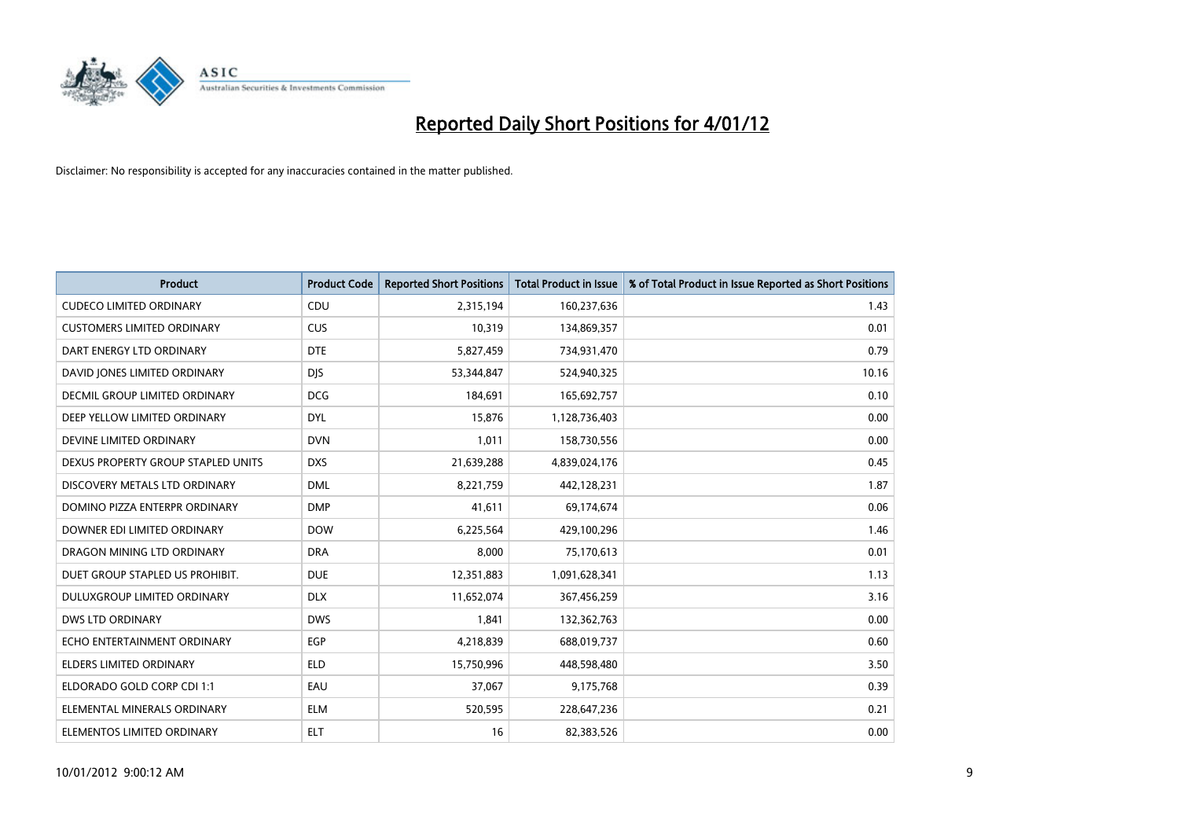# Reported Daily Short Positions for 4/01/12

Disclaimer: No responsibility is accepted for any inaccuracies contained in the matter published.

| Product | Product Code | Reported Short Positions | Total Product in Issue | % of Total Product in Issue Reported as Short Positions |
|---|---|---|---|---|
| CUDECO LIMITED ORDINARY | CDU | 2,315,194 | 160,237,636 | 1.43 |
| CUSTOMERS LIMITED ORDINARY | CUS | 10,319 | 134,869,357 | 0.01 |
| DART ENERGY LTD ORDINARY | DTE | 5,827,459 | 734,931,470 | 0.79 |
| DAVID JONES LIMITED ORDINARY | DJS | 53,344,847 | 524,940,325 | 10.16 |
| DECMIL GROUP LIMITED ORDINARY | DCG | 184,691 | 165,692,757 | 0.10 |
| DEEP YELLOW LIMITED ORDINARY | DYL | 15,876 | 1,128,736,403 | 0.00 |
| DEVINE LIMITED ORDINARY | DVN | 1,011 | 158,730,556 | 0.00 |
| DEXUS PROPERTY GROUP STAPLED UNITS | DXS | 21,639,288 | 4,839,024,176 | 0.45 |
| DISCOVERY METALS LTD ORDINARY | DML | 8,221,759 | 442,128,231 | 1.87 |
| DOMINO PIZZA ENTERPR ORDINARY | DMP | 41,611 | 69,174,674 | 0.06 |
| DOWNER EDI LIMITED ORDINARY | DOW | 6,225,564 | 429,100,296 | 1.46 |
| DRAGON MINING LTD ORDINARY | DRA | 8,000 | 75,170,613 | 0.01 |
| DUET GROUP STAPLED US PROHIBIT. | DUE | 12,351,883 | 1,091,628,341 | 1.13 |
| DULUXGROUP LIMITED ORDINARY | DLX | 11,652,074 | 367,456,259 | 3.16 |
| DWS LTD ORDINARY | DWS | 1,841 | 132,362,763 | 0.00 |
| ECHO ENTERTAINMENT ORDINARY | EGP | 4,218,839 | 688,019,737 | 0.60 |
| ELDERS LIMITED ORDINARY | ELD | 15,750,996 | 448,598,480 | 3.50 |
| ELDORADO GOLD CORP CDI 1:1 | EAU | 37,067 | 9,175,768 | 0.39 |
| ELEMENTAL MINERALS ORDINARY | ELM | 520,595 | 228,647,236 | 0.21 |
| ELEMENTOS LIMITED ORDINARY | ELT | 16 | 82,383,526 | 0.00 |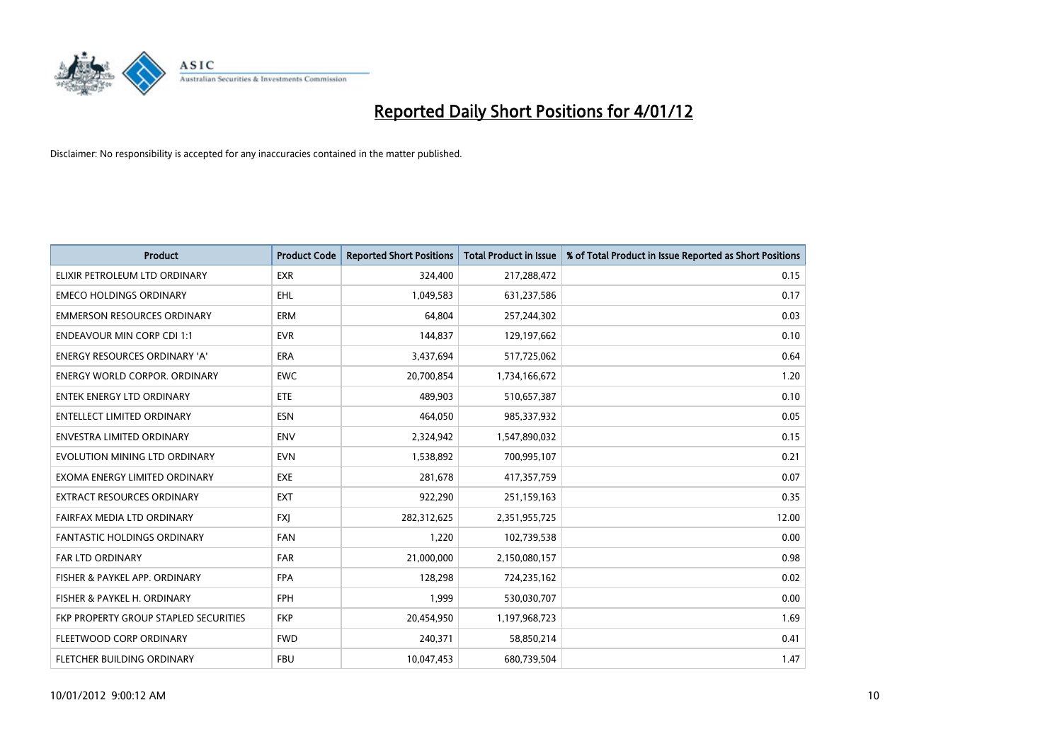# Reported Daily Short Positions for 4/01/12

Disclaimer: No responsibility is accepted for any inaccuracies contained in the matter published.

| Product | Product Code | Reported Short Positions | Total Product in Issue | % of Total Product in Issue Reported as Short Positions |
|---|---|---|---|---|
| ELIXIR PETROLEUM LTD ORDINARY | EXR | 324,400 | 217,288,472 | 0.15 |
| EMECO HOLDINGS ORDINARY | EHL | 1,049,583 | 631,237,586 | 0.17 |
| EMMERSON RESOURCES ORDINARY | ERM | 64,804 | 257,244,302 | 0.03 |
| ENDEAVOUR MIN CORP CDI 1:1 | EVR | 144,837 | 129,197,662 | 0.10 |
| ENERGY RESOURCES ORDINARY 'A' | ERA | 3,437,694 | 517,725,062 | 0.64 |
| ENERGY WORLD CORPOR. ORDINARY | EWC | 20,700,854 | 1,734,166,672 | 1.20 |
| ENTEK ENERGY LTD ORDINARY | ETE | 489,903 | 510,657,387 | 0.10 |
| ENTELLECT LIMITED ORDINARY | ESN | 464,050 | 985,337,932 | 0.05 |
| ENVESTRA LIMITED ORDINARY | ENV | 2,324,942 | 1,547,890,032 | 0.15 |
| EVOLUTION MINING LTD ORDINARY | EVN | 1,538,892 | 700,995,107 | 0.21 |
| EXOMA ENERGY LIMITED ORDINARY | EXE | 281,678 | 417,357,759 | 0.07 |
| EXTRACT RESOURCES ORDINARY | EXT | 922,290 | 251,159,163 | 0.35 |
| FAIRFAX MEDIA LTD ORDINARY | FXJ | 282,312,625 | 2,351,955,725 | 12.00 |
| FANTASTIC HOLDINGS ORDINARY | FAN | 1,220 | 102,739,538 | 0.00 |
| FAR LTD ORDINARY | FAR | 21,000,000 | 2,150,080,157 | 0.98 |
| FISHER & PAYKEL APP. ORDINARY | FPA | 128,298 | 724,235,162 | 0.02 |
| FISHER & PAYKEL H. ORDINARY | FPH | 1,999 | 530,030,707 | 0.00 |
| FKP PROPERTY GROUP STAPLED SECURITIES | FKP | 20,454,950 | 1,197,968,723 | 1.69 |
| FLEETWOOD CORP ORDINARY | FWD | 240,371 | 58,850,214 | 0.41 |
| FLETCHER BUILDING ORDINARY | FBU | 10,047,453 | 680,739,504 | 1.47 |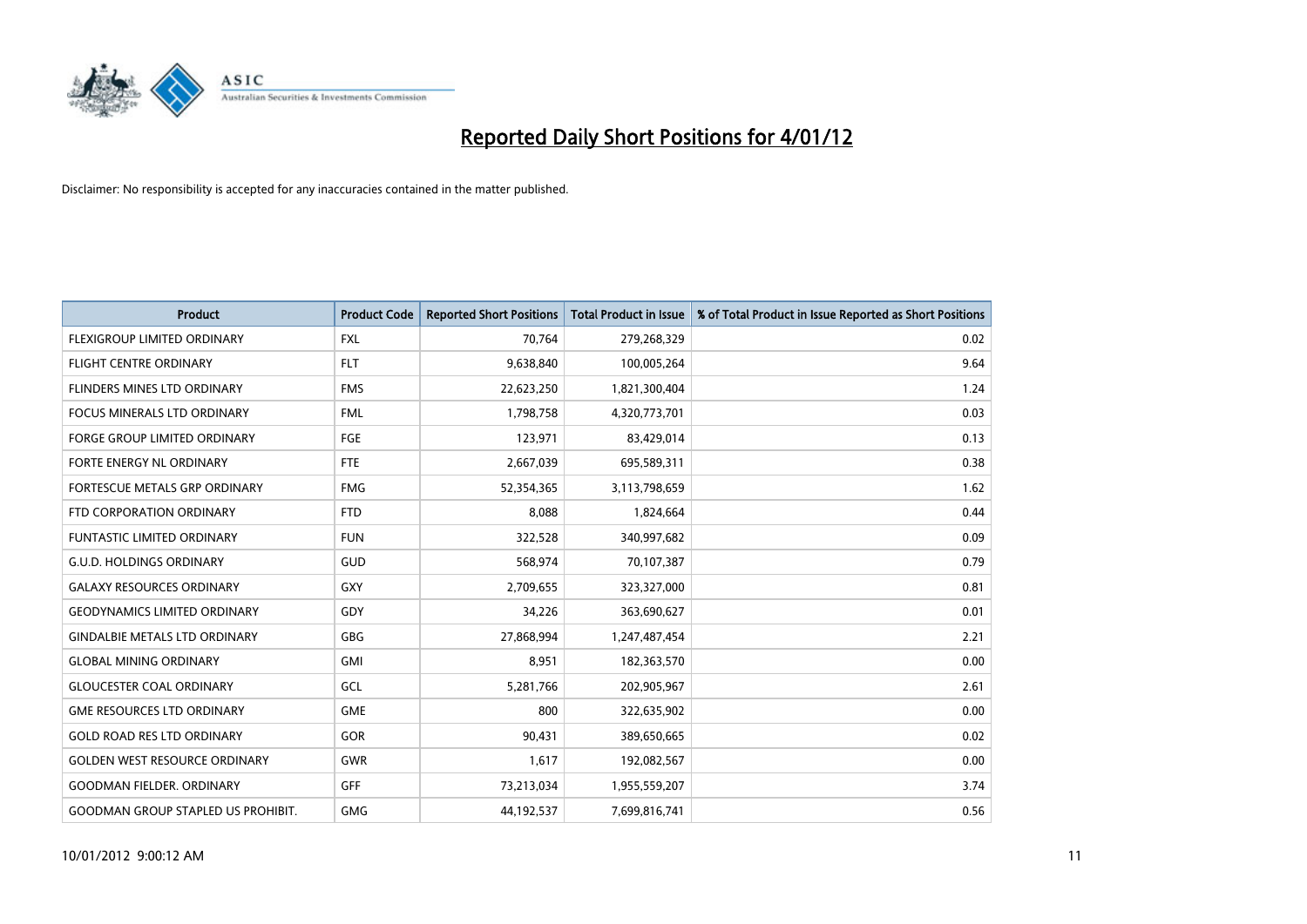# Reported Daily Short Positions for 4/01/12

Disclaimer: No responsibility is accepted for any inaccuracies contained in the matter published.

| Product | Product Code | Reported Short Positions | Total Product in Issue | % of Total Product in Issue Reported as Short Positions |
|---|---|---|---|---|
| FLEXIGROUP LIMITED ORDINARY | FXL | 70,764 | 279,268,329 | 0.02 |
| FLIGHT CENTRE ORDINARY | FLT | 9,638,840 | 100,005,264 | 9.64 |
| FLINDERS MINES LTD ORDINARY | FMS | 22,623,250 | 1,821,300,404 | 1.24 |
| FOCUS MINERALS LTD ORDINARY | FML | 1,798,758 | 4,320,773,701 | 0.03 |
| FORGE GROUP LIMITED ORDINARY | FGE | 123,971 | 83,429,014 | 0.13 |
| FORTE ENERGY NL ORDINARY | FTE | 2,667,039 | 695,589,311 | 0.38 |
| FORTESCUE METALS GRP ORDINARY | FMG | 52,354,365 | 3,113,798,659 | 1.62 |
| FTD CORPORATION ORDINARY | FTD | 8,088 | 1,824,664 | 0.44 |
| FUNTASTIC LIMITED ORDINARY | FUN | 322,528 | 340,997,682 | 0.09 |
| G.U.D. HOLDINGS ORDINARY | GUD | 568,974 | 70,107,387 | 0.79 |
| GALAXY RESOURCES ORDINARY | GXY | 2,709,655 | 323,327,000 | 0.81 |
| GEODYNAMICS LIMITED ORDINARY | GDY | 34,226 | 363,690,627 | 0.01 |
| GINDALBIE METALS LTD ORDINARY | GBG | 27,868,994 | 1,247,487,454 | 2.21 |
| GLOBAL MINING ORDINARY | GMI | 8,951 | 182,363,570 | 0.00 |
| GLOUCESTER COAL ORDINARY | GCL | 5,281,766 | 202,905,967 | 2.61 |
| GME RESOURCES LTD ORDINARY | GME | 800 | 322,635,902 | 0.00 |
| GOLD ROAD RES LTD ORDINARY | GOR | 90,431 | 389,650,665 | 0.02 |
| GOLDEN WEST RESOURCE ORDINARY | GWR | 1,617 | 192,082,567 | 0.00 |
| GOODMAN FIELDER. ORDINARY | GFF | 73,213,034 | 1,955,559,207 | 3.74 |
| GOODMAN GROUP STAPLED US PROHIBIT. | GMG | 44,192,537 | 7,699,816,741 | 0.56 |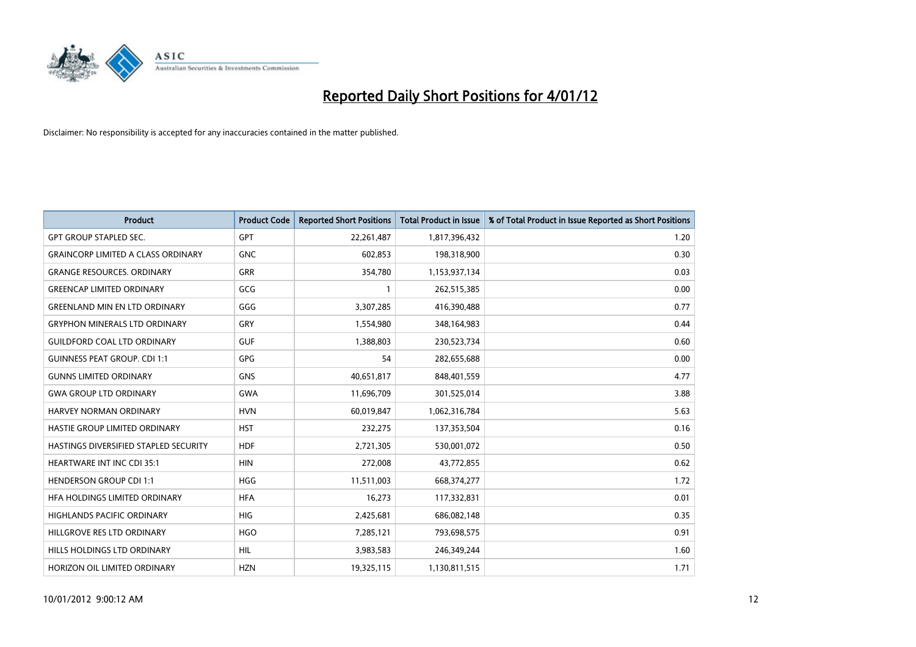# Reported Daily Short Positions for 4/01/12

Disclaimer: No responsibility is accepted for any inaccuracies contained in the matter published.

| Product | Product Code | Reported Short Positions | Total Product in Issue | % of Total Product in Issue Reported as Short Positions |
|---|---|---|---|---|
| GPT GROUP STAPLED SEC. | GPT | 22,261,487 | 1,817,396,432 | 1.20 |
| GRAINCORP LIMITED A CLASS ORDINARY | GNC | 602,853 | 198,318,900 | 0.30 |
| GRANGE RESOURCES. ORDINARY | GRR | 354,780 | 1,153,937,134 | 0.03 |
| GREENCAP LIMITED ORDINARY | GCG | 1 | 262,515,385 | 0.00 |
| GREENLAND MIN EN LTD ORDINARY | GGG | 3,307,285 | 416,390,488 | 0.77 |
| GRYPHON MINERALS LTD ORDINARY | GRY | 1,554,980 | 348,164,983 | 0.44 |
| GUILDFORD COAL LTD ORDINARY | GUF | 1,388,803 | 230,523,734 | 0.60 |
| GUINNESS PEAT GROUP. CDI 1:1 | GPG | 54 | 282,655,688 | 0.00 |
| GUNNS LIMITED ORDINARY | GNS | 40,651,817 | 848,401,559 | 4.77 |
| GWA GROUP LTD ORDINARY | GWA | 11,696,709 | 301,525,014 | 3.88 |
| HARVEY NORMAN ORDINARY | HVN | 60,019,847 | 1,062,316,784 | 5.63 |
| HASTIE GROUP LIMITED ORDINARY | HST | 232,275 | 137,353,504 | 0.16 |
| HASTINGS DIVERSIFIED STAPLED SECURITY | HDF | 2,721,305 | 530,001,072 | 0.50 |
| HEARTWARE INT INC CDI 35:1 | HIN | 272,008 | 43,772,855 | 0.62 |
| HENDERSON GROUP CDI 1:1 | HGG | 11,511,003 | 668,374,277 | 1.72 |
| HFA HOLDINGS LIMITED ORDINARY | HFA | 16,273 | 117,332,831 | 0.01 |
| HIGHLANDS PACIFIC ORDINARY | HIG | 2,425,681 | 686,082,148 | 0.35 |
| HILLGROVE RES LTD ORDINARY | HGO | 7,285,121 | 793,698,575 | 0.91 |
| HILLS HOLDINGS LTD ORDINARY | HIL | 3,983,583 | 246,349,244 | 1.60 |
| HORIZON OIL LIMITED ORDINARY | HZN | 19,325,115 | 1,130,811,515 | 1.71 |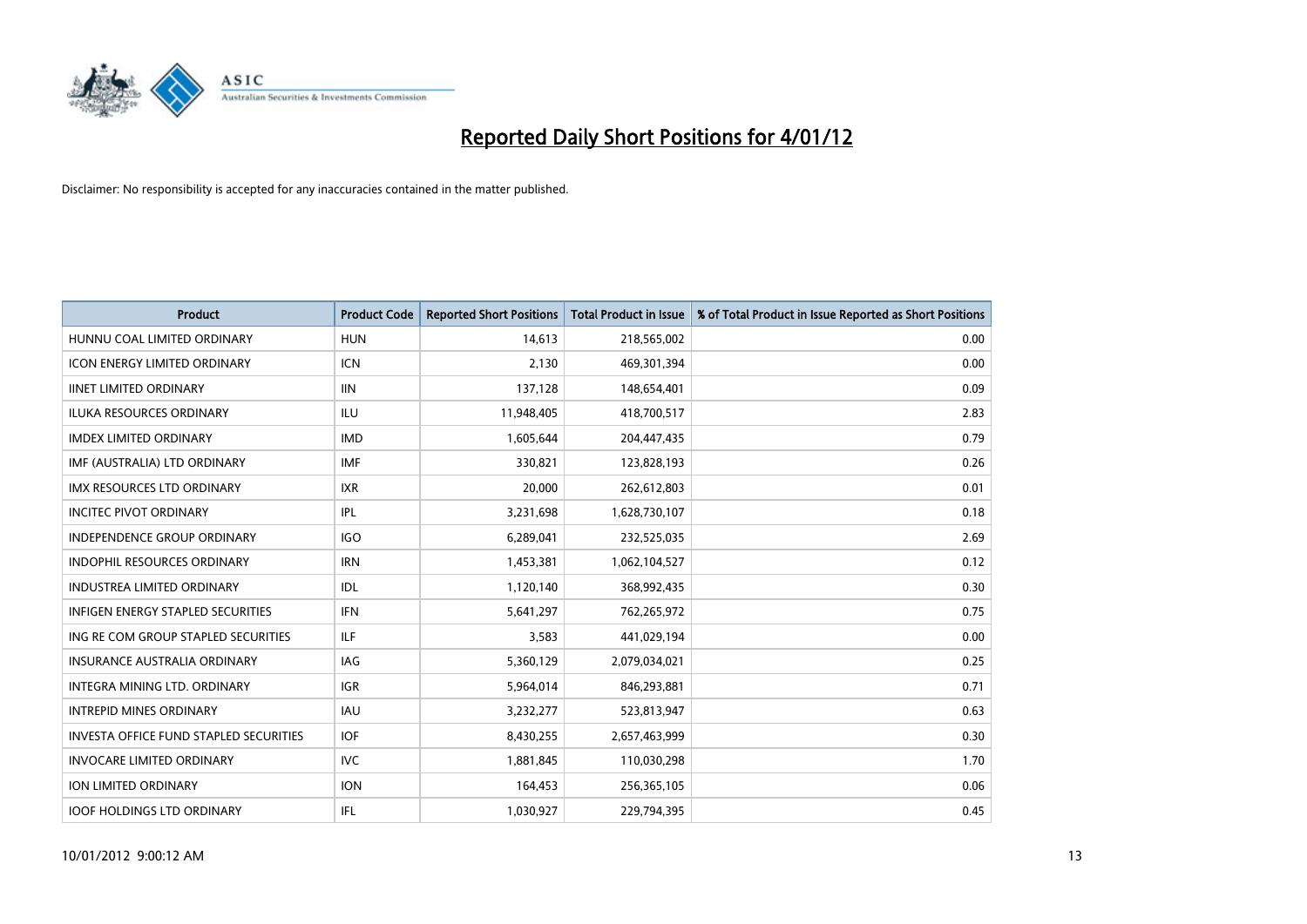# Reported Daily Short Positions for 4/01/12

Disclaimer: No responsibility is accepted for any inaccuracies contained in the matter published.

| Product | Product Code | Reported Short Positions | Total Product in Issue | % of Total Product in Issue Reported as Short Positions |
|---|---|---|---|---|
| HUNNU COAL LIMITED ORDINARY | HUN | 14,613 | 218,565,002 | 0.00 |
| ICON ENERGY LIMITED ORDINARY | ICN | 2,130 | 469,301,394 | 0.00 |
| IINET LIMITED ORDINARY | IIN | 137,128 | 148,654,401 | 0.09 |
| ILUKA RESOURCES ORDINARY | ILU | 11,948,405 | 418,700,517 | 2.83 |
| IMDEX LIMITED ORDINARY | IMD | 1,605,644 | 204,447,435 | 0.79 |
| IMF (AUSTRALIA) LTD ORDINARY | IMF | 330,821 | 123,828,193 | 0.26 |
| IMX RESOURCES LTD ORDINARY | IXR | 20,000 | 262,612,803 | 0.01 |
| INCITEC PIVOT ORDINARY | IPL | 3,231,698 | 1,628,730,107 | 0.18 |
| INDEPENDENCE GROUP ORDINARY | IGO | 6,289,041 | 232,525,035 | 2.69 |
| INDOPHIL RESOURCES ORDINARY | IRN | 1,453,381 | 1,062,104,527 | 0.12 |
| INDUSTREA LIMITED ORDINARY | IDL | 1,120,140 | 368,992,435 | 0.30 |
| INFIGEN ENERGY STAPLED SECURITIES | IFN | 5,641,297 | 762,265,972 | 0.75 |
| ING RE COM GROUP STAPLED SECURITIES | ILF | 3,583 | 441,029,194 | 0.00 |
| INSURANCE AUSTRALIA ORDINARY | IAG | 5,360,129 | 2,079,034,021 | 0.25 |
| INTEGRA MINING LTD. ORDINARY | IGR | 5,964,014 | 846,293,881 | 0.71 |
| INTREPID MINES ORDINARY | IAU | 3,232,277 | 523,813,947 | 0.63 |
| INVESTA OFFICE FUND STAPLED SECURITIES | IOF | 8,430,255 | 2,657,463,999 | 0.30 |
| INVOCARE LIMITED ORDINARY | IVC | 1,881,845 | 110,030,298 | 1.70 |
| ION LIMITED ORDINARY | ION | 164,453 | 256,365,105 | 0.06 |
| IOOF HOLDINGS LTD ORDINARY | IFL | 1,030,927 | 229,794,395 | 0.45 |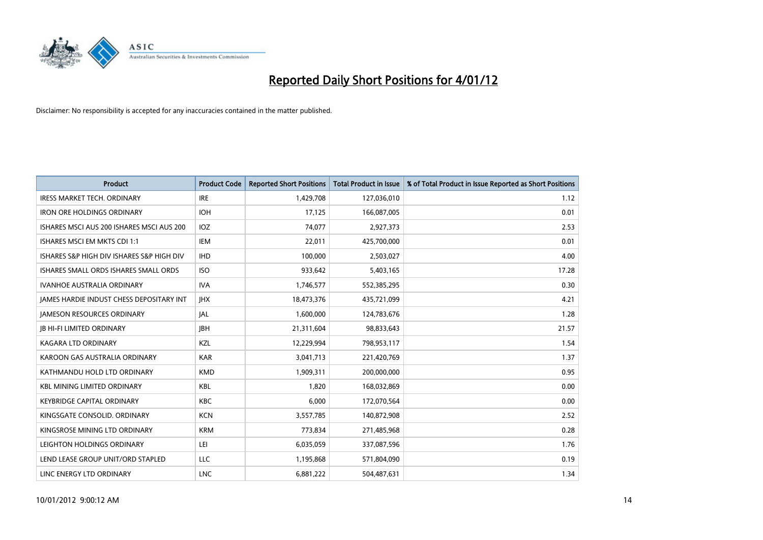# Reported Daily Short Positions for 4/01/12

Disclaimer: No responsibility is accepted for any inaccuracies contained in the matter published.

| Product | Product Code | Reported Short Positions | Total Product in Issue | % of Total Product in Issue Reported as Short Positions |
|---|---|---|---|---|
| IRESS MARKET TECH. ORDINARY | IRE | 1,429,708 | 127,036,010 | 1.12 |
| IRON ORE HOLDINGS ORDINARY | IOH | 17,125 | 166,087,005 | 0.01 |
| ISHARES MSCI AUS 200 ISHARES MSCI AUS 200 | IOZ | 74,077 | 2,927,373 | 2.53 |
| ISHARES MSCI EM MKTS CDI 1:1 | IEM | 22,011 | 425,700,000 | 0.01 |
| ISHARES S&P HIGH DIV ISHARES S&P HIGH DIV | IHD | 100,000 | 2,503,027 | 4.00 |
| ISHARES SMALL ORDS ISHARES SMALL ORDS | ISO | 933,642 | 5,403,165 | 17.28 |
| IVANHOE AUSTRALIA ORDINARY | IVA | 1,746,577 | 552,385,295 | 0.30 |
| JAMES HARDIE INDUST CHESS DEPOSITARY INT | JHX | 18,473,376 | 435,721,099 | 4.21 |
| JAMESON RESOURCES ORDINARY | JAL | 1,600,000 | 124,783,676 | 1.28 |
| JB HI-FI LIMITED ORDINARY | JBH | 21,311,604 | 98,833,643 | 21.57 |
| KAGARA LTD ORDINARY | KZL | 12,229,994 | 798,953,117 | 1.54 |
| KAROON GAS AUSTRALIA ORDINARY | KAR | 3,041,713 | 221,420,769 | 1.37 |
| KATHMANDU HOLD LTD ORDINARY | KMD | 1,909,311 | 200,000,000 | 0.95 |
| KBL MINING LIMITED ORDINARY | KBL | 1,820 | 168,032,869 | 0.00 |
| KEYBRIDGE CAPITAL ORDINARY | KBC | 6,000 | 172,070,564 | 0.00 |
| KINGSGATE CONSOLID. ORDINARY | KCN | 3,557,785 | 140,872,908 | 2.52 |
| KINGSROSE MINING LTD ORDINARY | KRM | 773,834 | 271,485,968 | 0.28 |
| LEIGHTON HOLDINGS ORDINARY | LEI | 6,035,059 | 337,087,596 | 1.76 |
| LEND LEASE GROUP UNIT/ORD STAPLED | LLC | 1,195,868 | 571,804,090 | 0.19 |
| LINC ENERGY LTD ORDINARY | LNC | 6,881,222 | 504,487,631 | 1.34 |

10/01/2012 9:00:12 AM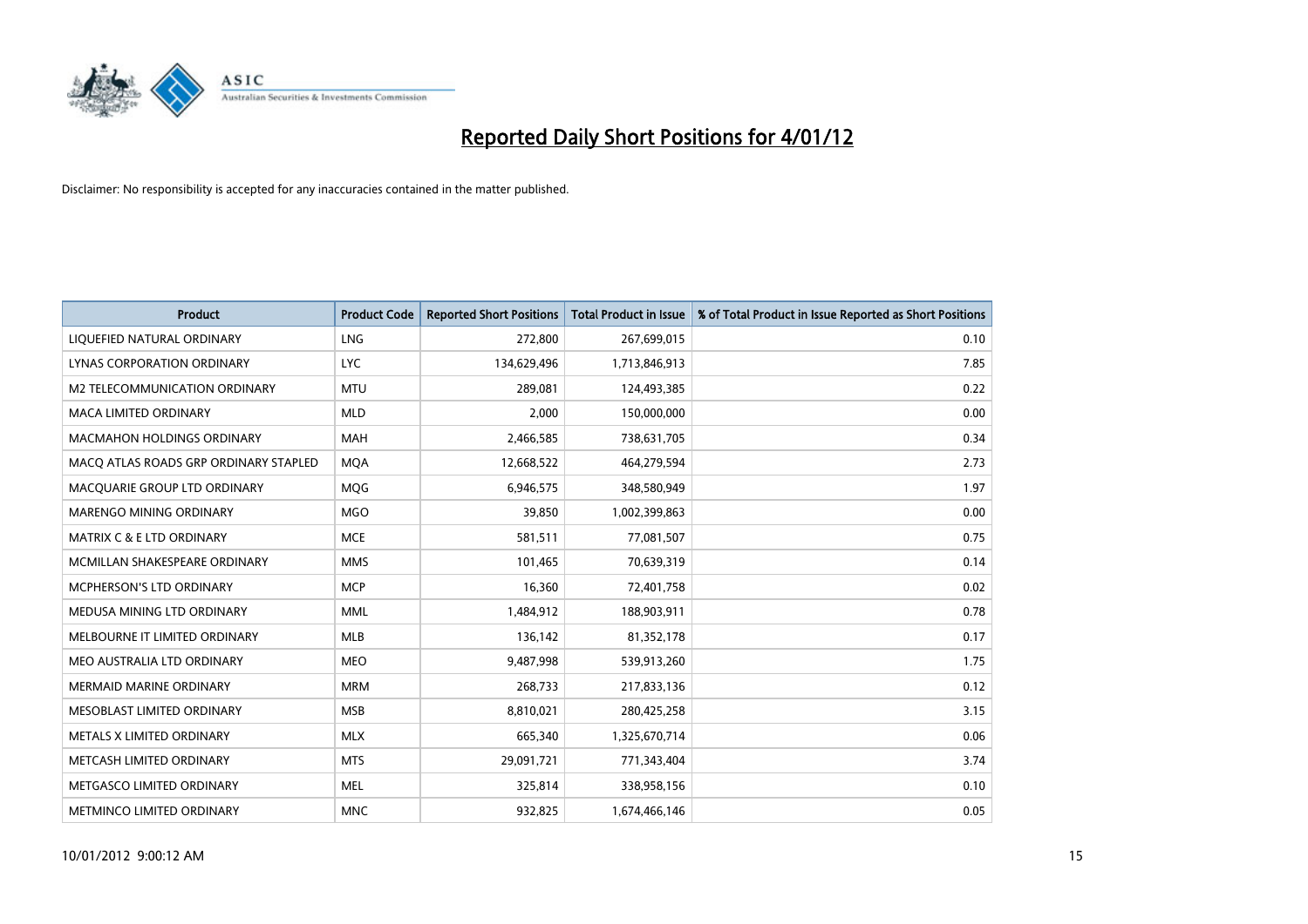# Reported Daily Short Positions for 4/01/12

Disclaimer: No responsibility is accepted for any inaccuracies contained in the matter published.

| Product | Product Code | Reported Short Positions | Total Product in Issue | % of Total Product in Issue Reported as Short Positions |
|---|---|---|---|---|
| LIQUEFIED NATURAL ORDINARY | LNG | 272,800 | 267,699,015 | 0.10 |
| LYNAS CORPORATION ORDINARY | LYC | 134,629,496 | 1,713,846,913 | 7.85 |
| M2 TELECOMMUNICATION ORDINARY | MTU | 289,081 | 124,493,385 | 0.22 |
| MACA LIMITED ORDINARY | MLD | 2,000 | 150,000,000 | 0.00 |
| MACMAHON HOLDINGS ORDINARY | MAH | 2,466,585 | 738,631,705 | 0.34 |
| MACQ ATLAS ROADS GRP ORDINARY STAPLED | MQA | 12,668,522 | 464,279,594 | 2.73 |
| MACQUARIE GROUP LTD ORDINARY | MQG | 6,946,575 | 348,580,949 | 1.97 |
| MARENGO MINING ORDINARY | MGO | 39,850 | 1,002,399,863 | 0.00 |
| MATRIX C & E LTD ORDINARY | MCE | 581,511 | 77,081,507 | 0.75 |
| MCMILLAN SHAKESPEARE ORDINARY | MMS | 101,465 | 70,639,319 | 0.14 |
| MCPHERSON'S LTD ORDINARY | MCP | 16,360 | 72,401,758 | 0.02 |
| MEDUSA MINING LTD ORDINARY | MML | 1,484,912 | 188,903,911 | 0.78 |
| MELBOURNE IT LIMITED ORDINARY | MLB | 136,142 | 81,352,178 | 0.17 |
| MEO AUSTRALIA LTD ORDINARY | MEO | 9,487,998 | 539,913,260 | 1.75 |
| MERMAID MARINE ORDINARY | MRM | 268,733 | 217,833,136 | 0.12 |
| MESOBLAST LIMITED ORDINARY | MSB | 8,810,021 | 280,425,258 | 3.15 |
| METALS X LIMITED ORDINARY | MLX | 665,340 | 1,325,670,714 | 0.06 |
| METCASH LIMITED ORDINARY | MTS | 29,091,721 | 771,343,404 | 3.74 |
| METGASCO LIMITED ORDINARY | MEL | 325,814 | 338,958,156 | 0.10 |
| METMINCO LIMITED ORDINARY | MNC | 932,825 | 1,674,466,146 | 0.05 |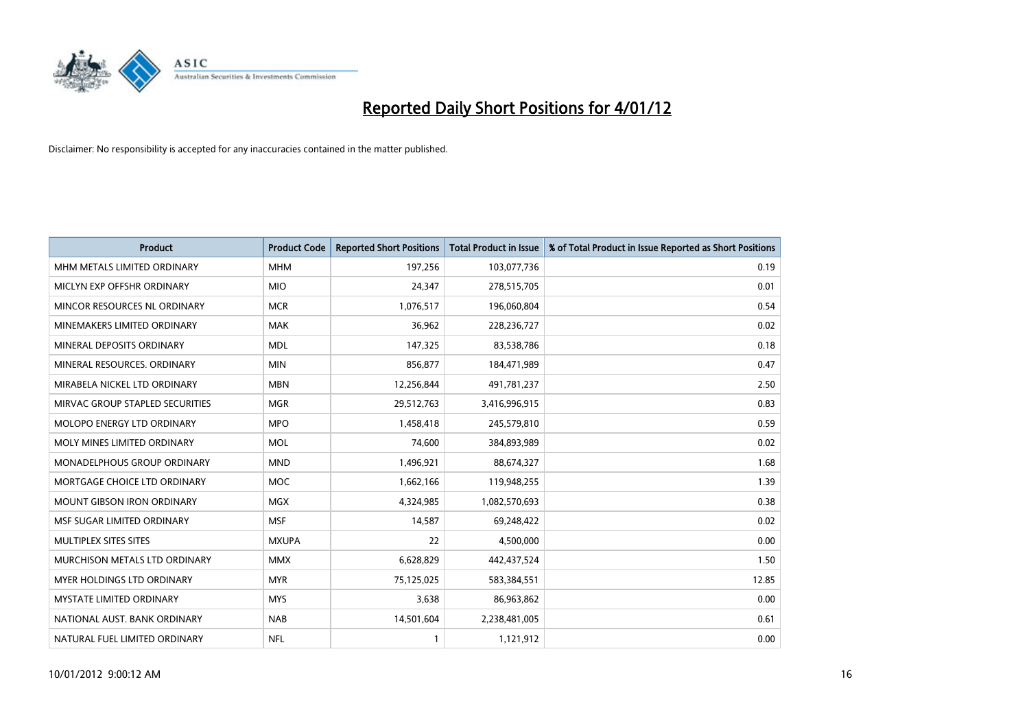# Reported Daily Short Positions for 4/01/12

Disclaimer: No responsibility is accepted for any inaccuracies contained in the matter published.

| Product | Product Code | Reported Short Positions | Total Product in Issue | % of Total Product in Issue Reported as Short Positions |
|---|---|---|---|---|
| MHM METALS LIMITED ORDINARY | MHM | 197,256 | 103,077,736 | 0.19 |
| MICLYN EXP OFFSHR ORDINARY | MIO | 24,347 | 278,515,705 | 0.01 |
| MINCOR RESOURCES NL ORDINARY | MCR | 1,076,517 | 196,060,804 | 0.54 |
| MINEMAKERS LIMITED ORDINARY | MAK | 36,962 | 228,236,727 | 0.02 |
| MINERAL DEPOSITS ORDINARY | MDL | 147,325 | 83,538,786 | 0.18 |
| MINERAL RESOURCES. ORDINARY | MIN | 856,877 | 184,471,989 | 0.47 |
| MIRABELA NICKEL LTD ORDINARY | MBN | 12,256,844 | 491,781,237 | 2.50 |
| MIRVAC GROUP STAPLED SECURITIES | MGR | 29,512,763 | 3,416,996,915 | 0.83 |
| MOLOPO ENERGY LTD ORDINARY | MPO | 1,458,418 | 245,579,810 | 0.59 |
| MOLY MINES LIMITED ORDINARY | MOL | 74,600 | 384,893,989 | 0.02 |
| MONADELPHOUS GROUP ORDINARY | MND | 1,496,921 | 88,674,327 | 1.68 |
| MORTGAGE CHOICE LTD ORDINARY | MOC | 1,662,166 | 119,948,255 | 1.39 |
| MOUNT GIBSON IRON ORDINARY | MGX | 4,324,985 | 1,082,570,693 | 0.38 |
| MSF SUGAR LIMITED ORDINARY | MSF | 14,587 | 69,248,422 | 0.02 |
| MULTIPLEX SITES SITES | MXUPA | 22 | 4,500,000 | 0.00 |
| MURCHISON METALS LTD ORDINARY | MMX | 6,628,829 | 442,437,524 | 1.50 |
| MYER HOLDINGS LTD ORDINARY | MYR | 75,125,025 | 583,384,551 | 12.85 |
| MYSTATE LIMITED ORDINARY | MYS | 3,638 | 86,963,862 | 0.00 |
| NATIONAL AUST. BANK ORDINARY | NAB | 14,501,604 | 2,238,481,005 | 0.61 |
| NATURAL FUEL LIMITED ORDINARY | NFL | 1 | 1,121,912 | 0.00 |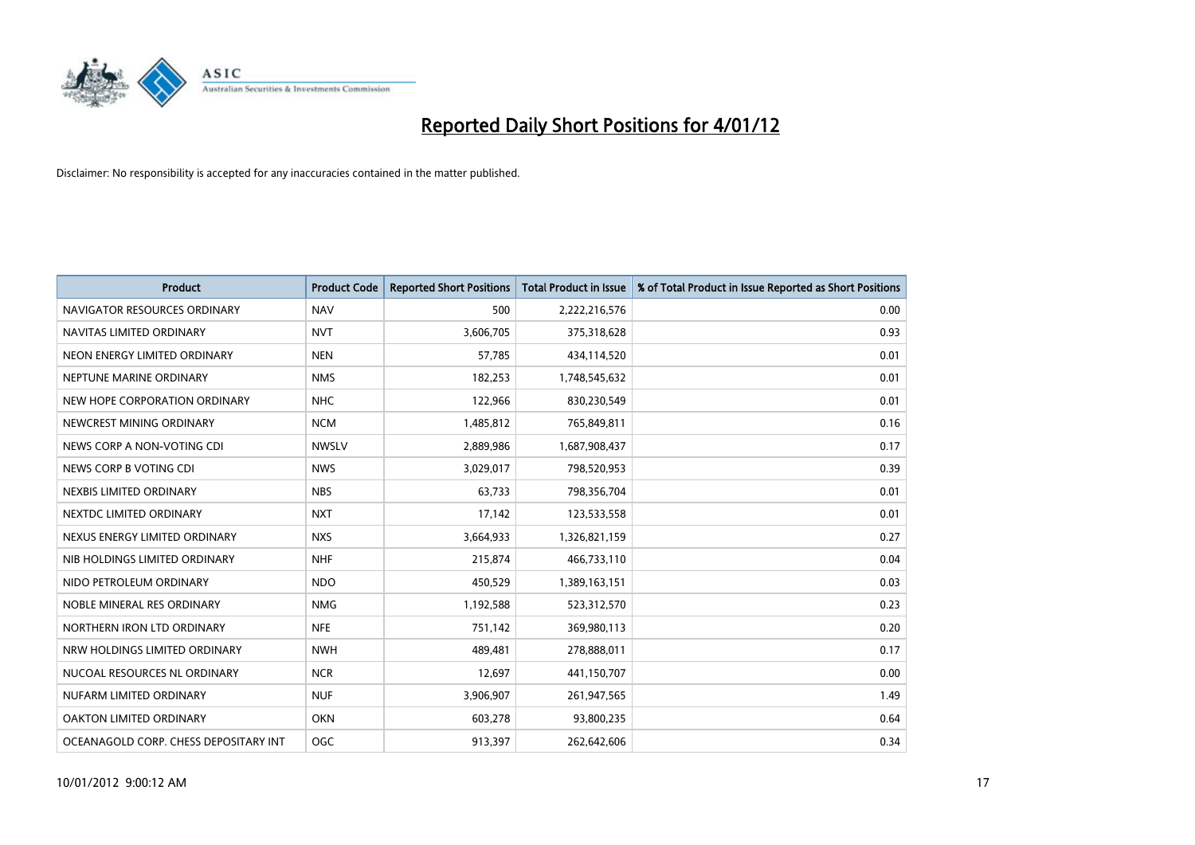# Reported Daily Short Positions for 4/01/12

Disclaimer: No responsibility is accepted for any inaccuracies contained in the matter published.

| Product | Product Code | Reported Short Positions | Total Product in Issue | % of Total Product in Issue Reported as Short Positions |
|---|---|---|---|---|
| NAVIGATOR RESOURCES ORDINARY | NAV | 500 | 2,222,216,576 | 0.00 |
| NAVITAS LIMITED ORDINARY | NVT | 3,606,705 | 375,318,628 | 0.93 |
| NEON ENERGY LIMITED ORDINARY | NEN | 57,785 | 434,114,520 | 0.01 |
| NEPTUNE MARINE ORDINARY | NMS | 182,253 | 1,748,545,632 | 0.01 |
| NEW HOPE CORPORATION ORDINARY | NHC | 122,966 | 830,230,549 | 0.01 |
| NEWCREST MINING ORDINARY | NCM | 1,485,812 | 765,849,811 | 0.16 |
| NEWS CORP A NON-VOTING CDI | NWSLV | 2,889,986 | 1,687,908,437 | 0.17 |
| NEWS CORP B VOTING CDI | NWS | 3,029,017 | 798,520,953 | 0.39 |
| NEXBIS LIMITED ORDINARY | NBS | 63,733 | 798,356,704 | 0.01 |
| NEXTDC LIMITED ORDINARY | NXT | 17,142 | 123,533,558 | 0.01 |
| NEXUS ENERGY LIMITED ORDINARY | NXS | 3,664,933 | 1,326,821,159 | 0.27 |
| NIB HOLDINGS LIMITED ORDINARY | NHF | 215,874 | 466,733,110 | 0.04 |
| NIDO PETROLEUM ORDINARY | NDO | 450,529 | 1,389,163,151 | 0.03 |
| NOBLE MINERAL RES ORDINARY | NMG | 1,192,588 | 523,312,570 | 0.23 |
| NORTHERN IRON LTD ORDINARY | NFE | 751,142 | 369,980,113 | 0.20 |
| NRW HOLDINGS LIMITED ORDINARY | NWH | 489,481 | 278,888,011 | 0.17 |
| NUCOAL RESOURCES NL ORDINARY | NCR | 12,697 | 441,150,707 | 0.00 |
| NUFARM LIMITED ORDINARY | NUF | 3,906,907 | 261,947,565 | 1.49 |
| OAKTON LIMITED ORDINARY | OKN | 603,278 | 93,800,235 | 0.64 |
| OCEANAGOLD CORP. CHESS DEPOSITARY INT | OGC | 913,397 | 262,642,606 | 0.34 |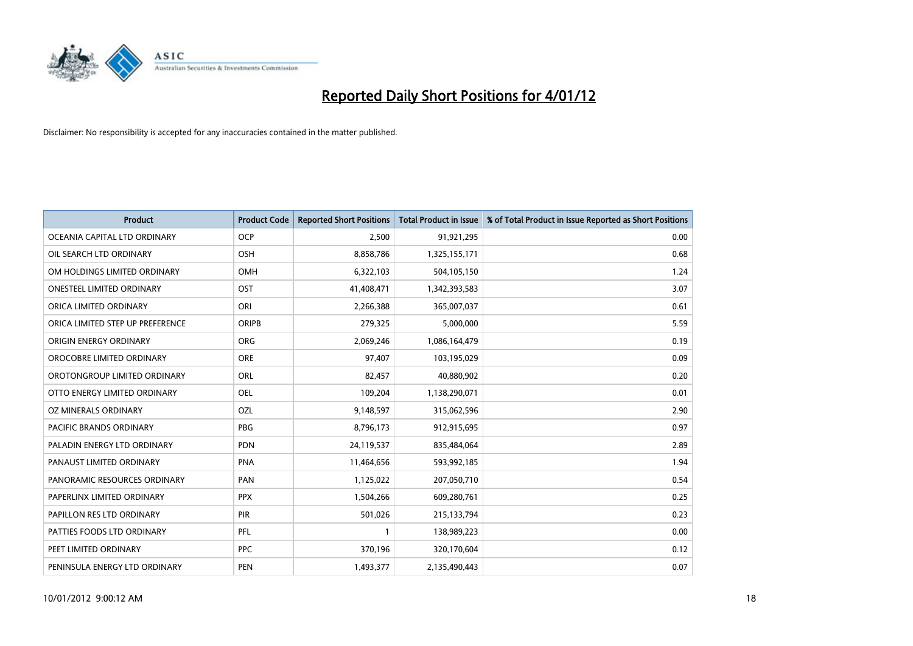# Reported Daily Short Positions for 4/01/12

Disclaimer: No responsibility is accepted for any inaccuracies contained in the matter published.

| Product | Product Code | Reported Short Positions | Total Product in Issue | % of Total Product in Issue Reported as Short Positions |
|---|---|---|---|---|
| OCEANIA CAPITAL LTD ORDINARY | OCP | 2,500 | 91,921,295 | 0.00 |
| OIL SEARCH LTD ORDINARY | OSH | 8,858,786 | 1,325,155,171 | 0.68 |
| OM HOLDINGS LIMITED ORDINARY | OMH | 6,322,103 | 504,105,150 | 1.24 |
| ONESTEEL LIMITED ORDINARY | OST | 41,408,471 | 1,342,393,583 | 3.07 |
| ORICA LIMITED ORDINARY | ORI | 2,266,388 | 365,007,037 | 0.61 |
| ORICA LIMITED STEP UP PREFERENCE | ORIPB | 279,325 | 5,000,000 | 5.59 |
| ORIGIN ENERGY ORDINARY | ORG | 2,069,246 | 1,086,164,479 | 0.19 |
| OROCOBRE LIMITED ORDINARY | ORE | 97,407 | 103,195,029 | 0.09 |
| OROTONGROUP LIMITED ORDINARY | ORL | 82,457 | 40,880,902 | 0.20 |
| OTTO ENERGY LIMITED ORDINARY | OEL | 109,204 | 1,138,290,071 | 0.01 |
| OZ MINERALS ORDINARY | OZL | 9,148,597 | 315,062,596 | 2.90 |
| PACIFIC BRANDS ORDINARY | PBG | 8,796,173 | 912,915,695 | 0.97 |
| PALADIN ENERGY LTD ORDINARY | PDN | 24,119,537 | 835,484,064 | 2.89 |
| PANAUST LIMITED ORDINARY | PNA | 11,464,656 | 593,992,185 | 1.94 |
| PANORAMIC RESOURCES ORDINARY | PAN | 1,125,022 | 207,050,710 | 0.54 |
| PAPERLINX LIMITED ORDINARY | PPX | 1,504,266 | 609,280,761 | 0.25 |
| PAPILLON RES LTD ORDINARY | PIR | 501,026 | 215,133,794 | 0.23 |
| PATTIES FOODS LTD ORDINARY | PFL | 1 | 138,989,223 | 0.00 |
| PEET LIMITED ORDINARY | PPC | 370,196 | 320,170,604 | 0.12 |
| PENINSULA ENERGY LTD ORDINARY | PEN | 1,493,377 | 2,135,490,443 | 0.07 |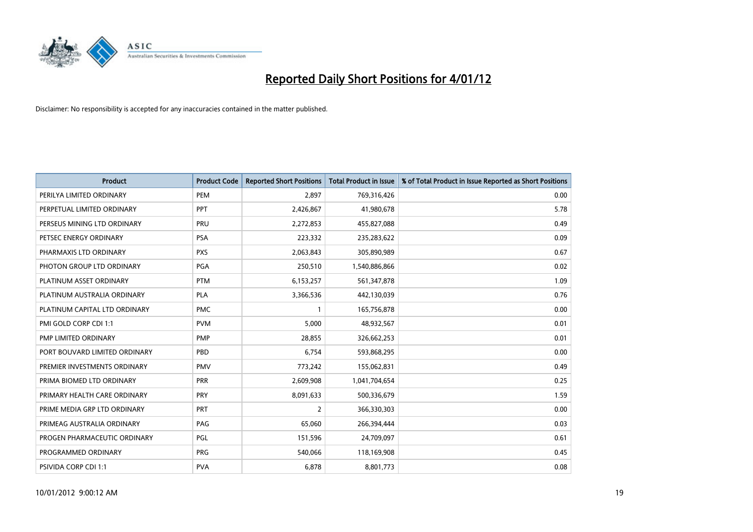# Reported Daily Short Positions for 4/01/12

Disclaimer: No responsibility is accepted for any inaccuracies contained in the matter published.

| Product | Product Code | Reported Short Positions | Total Product in Issue | % of Total Product in Issue Reported as Short Positions |
|---|---|---|---|---|
| PERILYA LIMITED ORDINARY | PEM | 2,897 | 769,316,426 | 0.00 |
| PERPETUAL LIMITED ORDINARY | PPT | 2,426,867 | 41,980,678 | 5.78 |
| PERSEUS MINING LTD ORDINARY | PRU | 2,272,853 | 455,827,088 | 0.49 |
| PETSEC ENERGY ORDINARY | PSA | 223,332 | 235,283,622 | 0.09 |
| PHARMAXIS LTD ORDINARY | PXS | 2,063,843 | 305,890,989 | 0.67 |
| PHOTON GROUP LTD ORDINARY | PGA | 250,510 | 1,540,886,866 | 0.02 |
| PLATINUM ASSET ORDINARY | PTM | 6,153,257 | 561,347,878 | 1.09 |
| PLATINUM AUSTRALIA ORDINARY | PLA | 3,366,536 | 442,130,039 | 0.76 |
| PLATINUM CAPITAL LTD ORDINARY | PMC | 1 | 165,756,878 | 0.00 |
| PMI GOLD CORP CDI 1:1 | PVM | 5,000 | 48,932,567 | 0.01 |
| PMP LIMITED ORDINARY | PMP | 28,855 | 326,662,253 | 0.01 |
| PORT BOUVARD LIMITED ORDINARY | PBD | 6,754 | 593,868,295 | 0.00 |
| PREMIER INVESTMENTS ORDINARY | PMV | 773,242 | 155,062,831 | 0.49 |
| PRIMA BIOMED LTD ORDINARY | PRR | 2,609,908 | 1,041,704,654 | 0.25 |
| PRIMARY HEALTH CARE ORDINARY | PRY | 8,091,633 | 500,336,679 | 1.59 |
| PRIME MEDIA GRP LTD ORDINARY | PRT | 2 | 366,330,303 | 0.00 |
| PRIMEAG AUSTRALIA ORDINARY | PAG | 65,060 | 266,394,444 | 0.03 |
| PROGEN PHARMACEUTIC ORDINARY | PGL | 151,596 | 24,709,097 | 0.61 |
| PROGRAMMED ORDINARY | PRG | 540,066 | 118,169,908 | 0.45 |
| PSIVIDA CORP CDI 1:1 | PVA | 6,878 | 8,801,773 | 0.08 |

10/01/2012 9:00:12 AM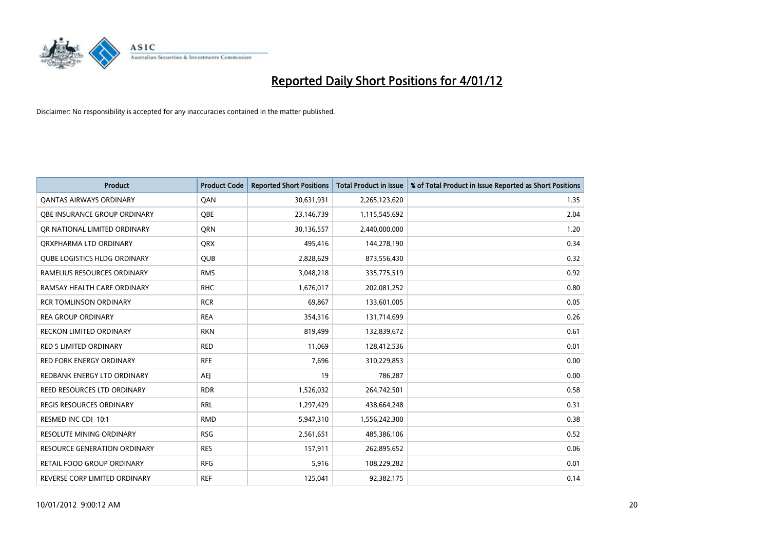# Reported Daily Short Positions for 4/01/12

Disclaimer: No responsibility is accepted for any inaccuracies contained in the matter published.

| Product | Product Code | Reported Short Positions | Total Product in Issue | % of Total Product in Issue Reported as Short Positions |
|---|---|---|---|---|
| QANTAS AIRWAYS ORDINARY | QAN | 30,631,931 | 2,265,123,620 | 1.35 |
| QBE INSURANCE GROUP ORDINARY | QBE | 23,146,739 | 1,115,545,692 | 2.04 |
| QR NATIONAL LIMITED ORDINARY | QRN | 30,136,557 | 2,440,000,000 | 1.20 |
| QRXPHARMA LTD ORDINARY | QRX | 495,416 | 144,278,190 | 0.34 |
| QUBE LOGISTICS HLDG ORDINARY | QUB | 2,828,629 | 873,556,430 | 0.32 |
| RAMELIUS RESOURCES ORDINARY | RMS | 3,048,218 | 335,775,519 | 0.92 |
| RAMSAY HEALTH CARE ORDINARY | RHC | 1,676,017 | 202,081,252 | 0.80 |
| RCR TOMLINSON ORDINARY | RCR | 69,867 | 133,601,005 | 0.05 |
| REA GROUP ORDINARY | REA | 354,316 | 131,714,699 | 0.26 |
| RECKON LIMITED ORDINARY | RKN | 819,499 | 132,839,672 | 0.61 |
| RED 5 LIMITED ORDINARY | RED | 11,069 | 128,412,536 | 0.01 |
| RED FORK ENERGY ORDINARY | RFE | 7,696 | 310,229,853 | 0.00 |
| REDBANK ENERGY LTD ORDINARY | AEJ | 19 | 786,287 | 0.00 |
| REED RESOURCES LTD ORDINARY | RDR | 1,526,032 | 264,742,501 | 0.58 |
| REGIS RESOURCES ORDINARY | RRL | 1,297,429 | 438,664,248 | 0.31 |
| RESMED INC CDI 10:1 | RMD | 5,947,310 | 1,556,242,300 | 0.38 |
| RESOLUTE MINING ORDINARY | RSG | 2,561,651 | 485,386,106 | 0.52 |
| RESOURCE GENERATION ORDINARY | RES | 157,911 | 262,895,652 | 0.06 |
| RETAIL FOOD GROUP ORDINARY | RFG | 5,916 | 108,229,282 | 0.01 |
| REVERSE CORP LIMITED ORDINARY | REF | 125,041 | 92,382,175 | 0.14 |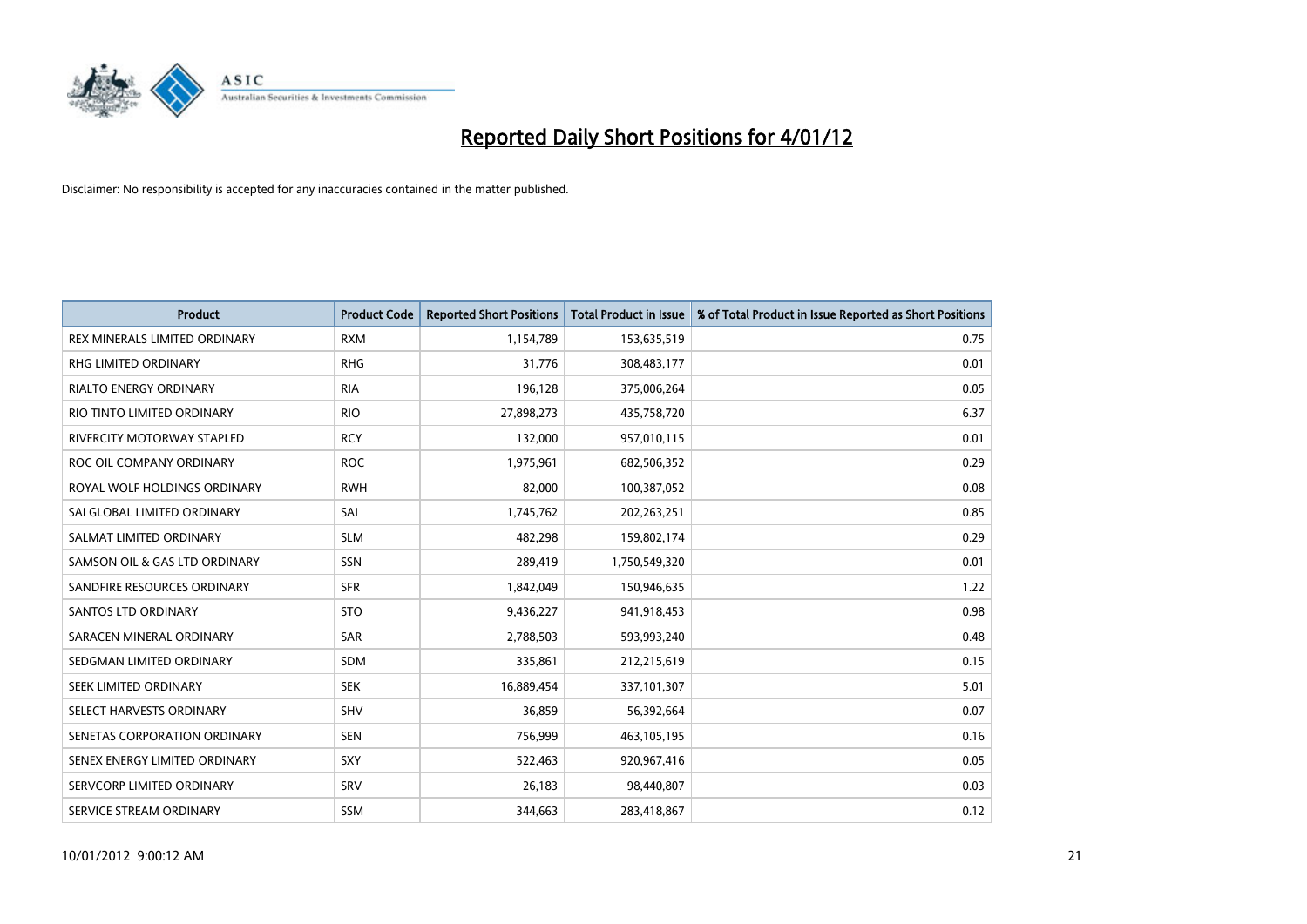# Reported Daily Short Positions for 4/01/12

Disclaimer: No responsibility is accepted for any inaccuracies contained in the matter published.

| Product | Product Code | Reported Short Positions | Total Product in Issue | % of Total Product in Issue Reported as Short Positions |
|---|---|---|---|---|
| REX MINERALS LIMITED ORDINARY | RXM | 1,154,789 | 153,635,519 | 0.75 |
| RHG LIMITED ORDINARY | RHG | 31,776 | 308,483,177 | 0.01 |
| RIALTO ENERGY ORDINARY | RIA | 196,128 | 375,006,264 | 0.05 |
| RIO TINTO LIMITED ORDINARY | RIO | 27,898,273 | 435,758,720 | 6.37 |
| RIVERCITY MOTORWAY STAPLED | RCY | 132,000 | 957,010,115 | 0.01 |
| ROC OIL COMPANY ORDINARY | ROC | 1,975,961 | 682,506,352 | 0.29 |
| ROYAL WOLF HOLDINGS ORDINARY | RWH | 82,000 | 100,387,052 | 0.08 |
| SAI GLOBAL LIMITED ORDINARY | SAI | 1,745,762 | 202,263,251 | 0.85 |
| SALMAT LIMITED ORDINARY | SLM | 482,298 | 159,802,174 | 0.29 |
| SAMSON OIL & GAS LTD ORDINARY | SSN | 289,419 | 1,750,549,320 | 0.01 |
| SANDFIRE RESOURCES ORDINARY | SFR | 1,842,049 | 150,946,635 | 1.22 |
| SANTOS LTD ORDINARY | STO | 9,436,227 | 941,918,453 | 0.98 |
| SARACEN MINERAL ORDINARY | SAR | 2,788,503 | 593,993,240 | 0.48 |
| SEDGMAN LIMITED ORDINARY | SDM | 335,861 | 212,215,619 | 0.15 |
| SEEK LIMITED ORDINARY | SEK | 16,889,454 | 337,101,307 | 5.01 |
| SELECT HARVESTS ORDINARY | SHV | 36,859 | 56,392,664 | 0.07 |
| SENETAS CORPORATION ORDINARY | SEN | 756,999 | 463,105,195 | 0.16 |
| SENEX ENERGY LIMITED ORDINARY | SXY | 522,463 | 920,967,416 | 0.05 |
| SERVCORP LIMITED ORDINARY | SRV | 26,183 | 98,440,807 | 0.03 |
| SERVICE STREAM ORDINARY | SSM | 344,663 | 283,418,867 | 0.12 |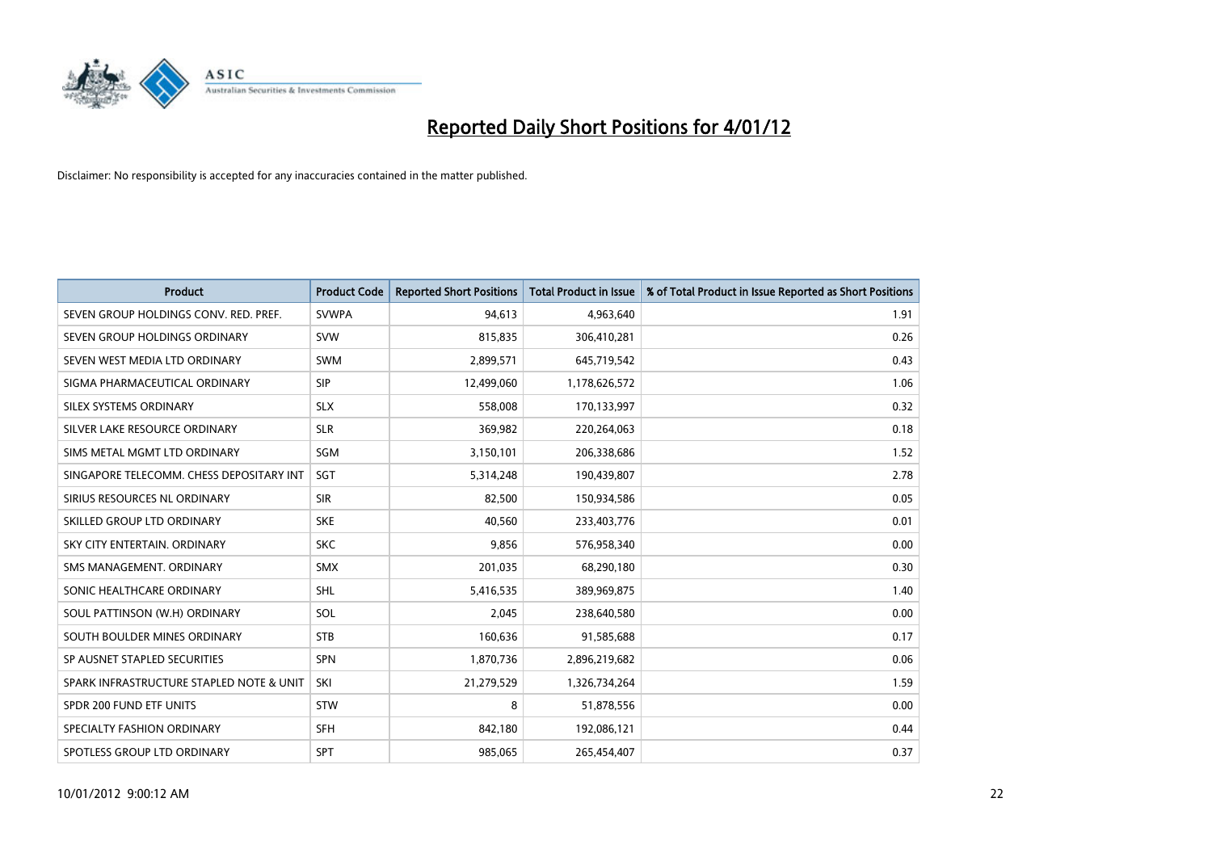# Reported Daily Short Positions for 4/01/12

Disclaimer: No responsibility is accepted for any inaccuracies contained in the matter published.

| Product | Product Code | Reported Short Positions | Total Product in Issue | % of Total Product in Issue Reported as Short Positions |
|---|---|---|---|---|
| SEVEN GROUP HOLDINGS CONV. RED. PREF. | SVWPA | 94,613 | 4,963,640 | 1.91 |
| SEVEN GROUP HOLDINGS ORDINARY | SVW | 815,835 | 306,410,281 | 0.26 |
| SEVEN WEST MEDIA LTD ORDINARY | SWM | 2,899,571 | 645,719,542 | 0.43 |
| SIGMA PHARMACEUTICAL ORDINARY | SIP | 12,499,060 | 1,178,626,572 | 1.06 |
| SILEX SYSTEMS ORDINARY | SLX | 558,008 | 170,133,997 | 0.32 |
| SILVER LAKE RESOURCE ORDINARY | SLR | 369,982 | 220,264,063 | 0.18 |
| SIMS METAL MGMT LTD ORDINARY | SGM | 3,150,101 | 206,338,686 | 1.52 |
| SINGAPORE TELECOMM. CHESS DEPOSITARY INT | SGT | 5,314,248 | 190,439,807 | 2.78 |
| SIRIUS RESOURCES NL ORDINARY | SIR | 82,500 | 150,934,586 | 0.05 |
| SKILLED GROUP LTD ORDINARY | SKE | 40,560 | 233,403,776 | 0.01 |
| SKY CITY ENTERTAIN. ORDINARY | SKC | 9,856 | 576,958,340 | 0.00 |
| SMS MANAGEMENT. ORDINARY | SMX | 201,035 | 68,290,180 | 0.30 |
| SONIC HEALTHCARE ORDINARY | SHL | 5,416,535 | 389,969,875 | 1.40 |
| SOUL PATTINSON (W.H) ORDINARY | SOL | 2,045 | 238,640,580 | 0.00 |
| SOUTH BOULDER MINES ORDINARY | STB | 160,636 | 91,585,688 | 0.17 |
| SP AUSNET STAPLED SECURITIES | SPN | 1,870,736 | 2,896,219,682 | 0.06 |
| SPARK INFRASTRUCTURE STAPLED NOTE & UNIT | SKI | 21,279,529 | 1,326,734,264 | 1.59 |
| SPDR 200 FUND ETF UNITS | STW | 8 | 51,878,556 | 0.00 |
| SPECIALTY FASHION ORDINARY | SFH | 842,180 | 192,086,121 | 0.44 |
| SPOTLESS GROUP LTD ORDINARY | SPT | 985,065 | 265,454,407 | 0.37 |

10/01/2012 9:00:12 AM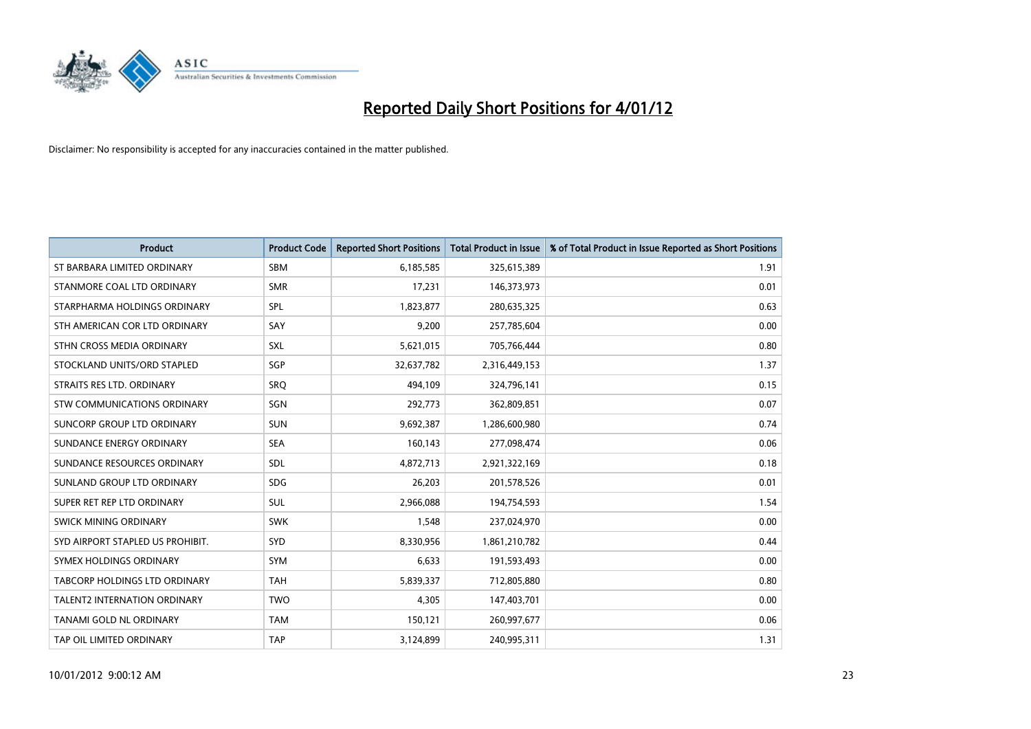# Reported Daily Short Positions for 4/01/12

Disclaimer: No responsibility is accepted for any inaccuracies contained in the matter published.

| Product | Product Code | Reported Short Positions | Total Product in Issue | % of Total Product in Issue Reported as Short Positions |
|---|---|---|---|---|
| ST BARBARA LIMITED ORDINARY | SBM | 6,185,585 | 325,615,389 | 1.91 |
| STANMORE COAL LTD ORDINARY | SMR | 17,231 | 146,373,973 | 0.01 |
| STARPHARMA HOLDINGS ORDINARY | SPL | 1,823,877 | 280,635,325 | 0.63 |
| STH AMERICAN COR LTD ORDINARY | SAY | 9,200 | 257,785,604 | 0.00 |
| STHN CROSS MEDIA ORDINARY | SXL | 5,621,015 | 705,766,444 | 0.80 |
| STOCKLAND UNITS/ORD STAPLED | SGP | 32,637,782 | 2,316,449,153 | 1.37 |
| STRAITS RES LTD. ORDINARY | SRQ | 494,109 | 324,796,141 | 0.15 |
| STW COMMUNICATIONS ORDINARY | SGN | 292,773 | 362,809,851 | 0.07 |
| SUNCORP GROUP LTD ORDINARY | SUN | 9,692,387 | 1,286,600,980 | 0.74 |
| SUNDANCE ENERGY ORDINARY | SEA | 160,143 | 277,098,474 | 0.06 |
| SUNDANCE RESOURCES ORDINARY | SDL | 4,872,713 | 2,921,322,169 | 0.18 |
| SUNLAND GROUP LTD ORDINARY | SDG | 26,203 | 201,578,526 | 0.01 |
| SUPER RET REP LTD ORDINARY | SUL | 2,966,088 | 194,754,593 | 1.54 |
| SWICK MINING ORDINARY | SWK | 1,548 | 237,024,970 | 0.00 |
| SYD AIRPORT STAPLED US PROHIBIT. | SYD | 8,330,956 | 1,861,210,782 | 0.44 |
| SYMEX HOLDINGS ORDINARY | SYM | 6,633 | 191,593,493 | 0.00 |
| TABCORP HOLDINGS LTD ORDINARY | TAH | 5,839,337 | 712,805,880 | 0.80 |
| TALENT2 INTERNATION ORDINARY | TWO | 4,305 | 147,403,701 | 0.00 |
| TANAMI GOLD NL ORDINARY | TAM | 150,121 | 260,997,677 | 0.06 |
| TAP OIL LIMITED ORDINARY | TAP | 3,124,899 | 240,995,311 | 1.31 |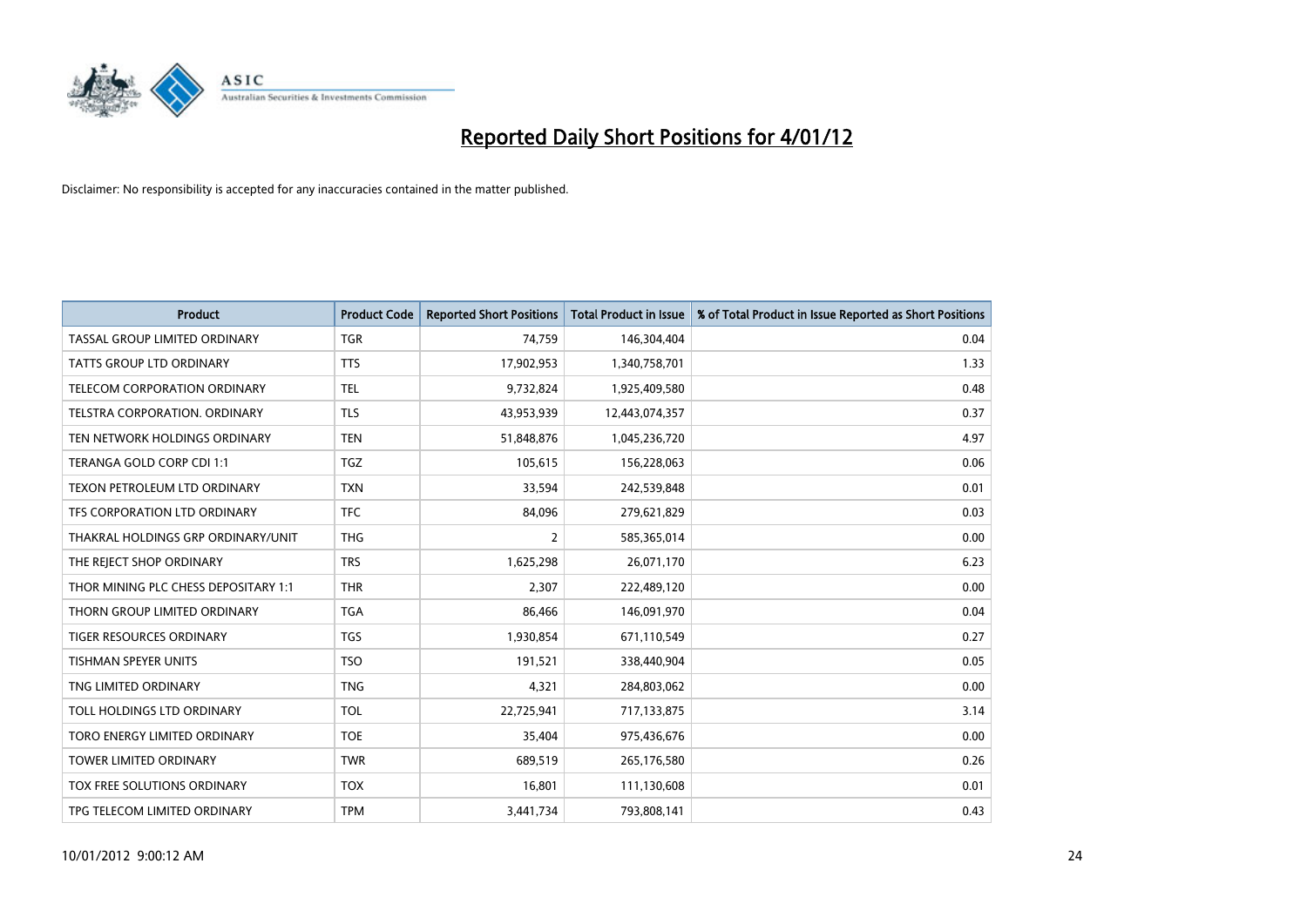# Reported Daily Short Positions for 4/01/12

Disclaimer: No responsibility is accepted for any inaccuracies contained in the matter published.

| Product | Product Code | Reported Short Positions | Total Product in Issue | % of Total Product in Issue Reported as Short Positions |
|---|---|---|---|---|
| TASSAL GROUP LIMITED ORDINARY | TGR | 74,759 | 146,304,404 | 0.04 |
| TATTS GROUP LTD ORDINARY | TTS | 17,902,953 | 1,340,758,701 | 1.33 |
| TELECOM CORPORATION ORDINARY | TEL | 9,732,824 | 1,925,409,580 | 0.48 |
| TELSTRA CORPORATION. ORDINARY | TLS | 43,953,939 | 12,443,074,357 | 0.37 |
| TEN NETWORK HOLDINGS ORDINARY | TEN | 51,848,876 | 1,045,236,720 | 4.97 |
| TERANGA GOLD CORP CDI 1:1 | TGZ | 105,615 | 156,228,063 | 0.06 |
| TEXON PETROLEUM LTD ORDINARY | TXN | 33,594 | 242,539,848 | 0.01 |
| TFS CORPORATION LTD ORDINARY | TFC | 84,096 | 279,621,829 | 0.03 |
| THAKRAL HOLDINGS GRP ORDINARY/UNIT | THG | 2 | 585,365,014 | 0.00 |
| THE REJECT SHOP ORDINARY | TRS | 1,625,298 | 26,071,170 | 6.23 |
| THOR MINING PLC CHESS DEPOSITARY 1:1 | THR | 2,307 | 222,489,120 | 0.00 |
| THORN GROUP LIMITED ORDINARY | TGA | 86,466 | 146,091,970 | 0.04 |
| TIGER RESOURCES ORDINARY | TGS | 1,930,854 | 671,110,549 | 0.27 |
| TISHMAN SPEYER UNITS | TSO | 191,521 | 338,440,904 | 0.05 |
| TNG LIMITED ORDINARY | TNG | 4,321 | 284,803,062 | 0.00 |
| TOLL HOLDINGS LTD ORDINARY | TOL | 22,725,941 | 717,133,875 | 3.14 |
| TORO ENERGY LIMITED ORDINARY | TOE | 35,404 | 975,436,676 | 0.00 |
| TOWER LIMITED ORDINARY | TWR | 689,519 | 265,176,580 | 0.26 |
| TOX FREE SOLUTIONS ORDINARY | TOX | 16,801 | 111,130,608 | 0.01 |
| TPG TELECOM LIMITED ORDINARY | TPM | 3,441,734 | 793,808,141 | 0.43 |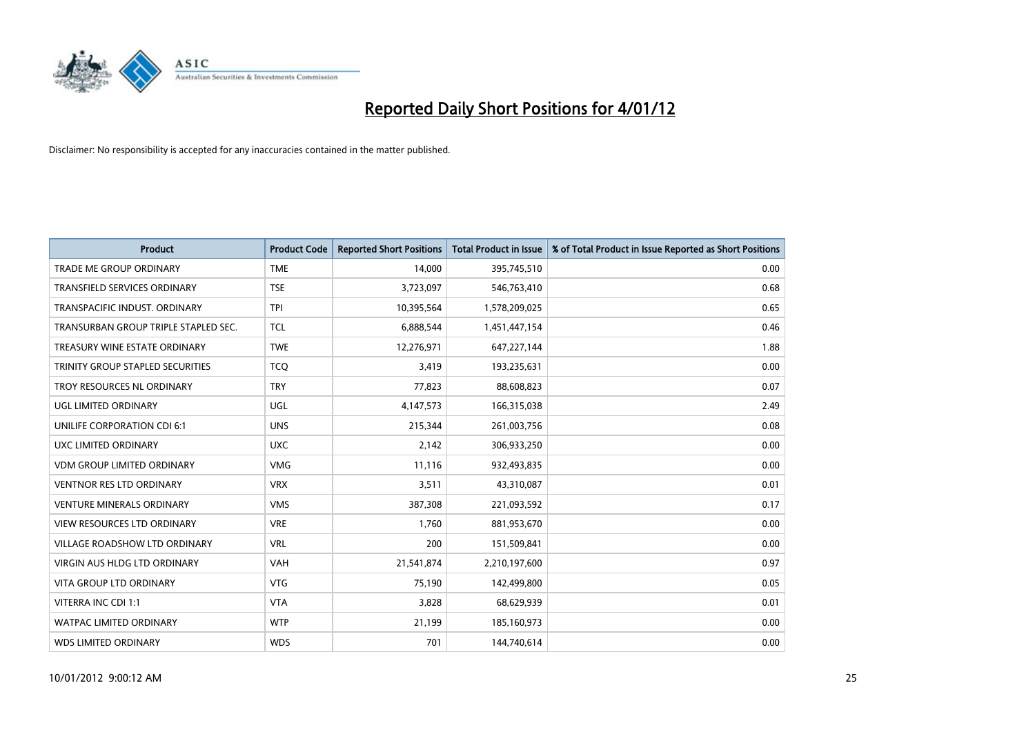# Reported Daily Short Positions for 4/01/12

Disclaimer: No responsibility is accepted for any inaccuracies contained in the matter published.

| Product | Product Code | Reported Short Positions | Total Product in Issue | % of Total Product in Issue Reported as Short Positions |
|---|---|---|---|---|
| TRADE ME GROUP ORDINARY | TME | 14,000 | 395,745,510 | 0.00 |
| TRANSFIELD SERVICES ORDINARY | TSE | 3,723,097 | 546,763,410 | 0.68 |
| TRANSPACIFIC INDUST. ORDINARY | TPI | 10,395,564 | 1,578,209,025 | 0.65 |
| TRANSURBAN GROUP TRIPLE STAPLED SEC. | TCL | 6,888,544 | 1,451,447,154 | 0.46 |
| TREASURY WINE ESTATE ORDINARY | TWE | 12,276,971 | 647,227,144 | 1.88 |
| TRINITY GROUP STAPLED SECURITIES | TCQ | 3,419 | 193,235,631 | 0.00 |
| TROY RESOURCES NL ORDINARY | TRY | 77,823 | 88,608,823 | 0.07 |
| UGL LIMITED ORDINARY | UGL | 4,147,573 | 166,315,038 | 2.49 |
| UNILIFE CORPORATION CDI 6:1 | UNS | 215,344 | 261,003,756 | 0.08 |
| UXC LIMITED ORDINARY | UXC | 2,142 | 306,933,250 | 0.00 |
| VDM GROUP LIMITED ORDINARY | VMG | 11,116 | 932,493,835 | 0.00 |
| VENTNOR RES LTD ORDINARY | VRX | 3,511 | 43,310,087 | 0.01 |
| VENTURE MINERALS ORDINARY | VMS | 387,308 | 221,093,592 | 0.17 |
| VIEW RESOURCES LTD ORDINARY | VRE | 1,760 | 881,953,670 | 0.00 |
| VILLAGE ROADSHOW LTD ORDINARY | VRL | 200 | 151,509,841 | 0.00 |
| VIRGIN AUS HLDG LTD ORDINARY | VAH | 21,541,874 | 2,210,197,600 | 0.97 |
| VITA GROUP LTD ORDINARY | VTG | 75,190 | 142,499,800 | 0.05 |
| VITERRA INC CDI 1:1 | VTA | 3,828 | 68,629,939 | 0.01 |
| WATPAC LIMITED ORDINARY | WTP | 21,199 | 185,160,973 | 0.00 |
| WDS LIMITED ORDINARY | WDS | 701 | 144,740,614 | 0.00 |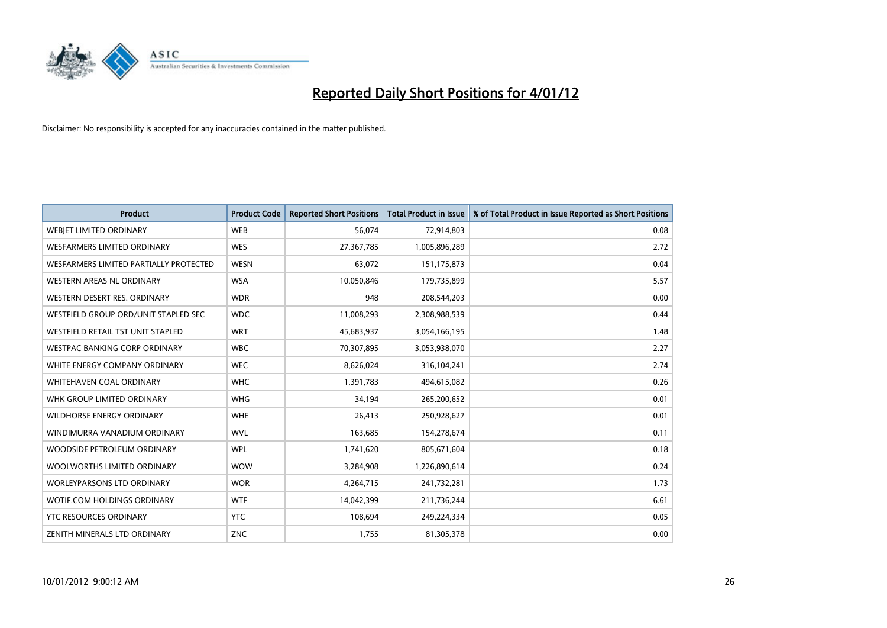# Reported Daily Short Positions for 4/01/12

Disclaimer: No responsibility is accepted for any inaccuracies contained in the matter published.

| Product | Product Code | Reported Short Positions | Total Product in Issue | % of Total Product in Issue Reported as Short Positions |
|---|---|---|---|---|
| WEBJET LIMITED ORDINARY | WEB | 56,074 | 72,914,803 | 0.08 |
| WESFARMERS LIMITED ORDINARY | WES | 27,367,785 | 1,005,896,289 | 2.72 |
| WESFARMERS LIMITED PARTIALLY PROTECTED | WESN | 63,072 | 151,175,873 | 0.04 |
| WESTERN AREAS NL ORDINARY | WSA | 10,050,846 | 179,735,899 | 5.57 |
| WESTERN DESERT RES. ORDINARY | WDR | 948 | 208,544,203 | 0.00 |
| WESTFIELD GROUP ORD/UNIT STAPLED SEC | WDC | 11,008,293 | 2,308,988,539 | 0.44 |
| WESTFIELD RETAIL TST UNIT STAPLED | WRT | 45,683,937 | 3,054,166,195 | 1.48 |
| WESTPAC BANKING CORP ORDINARY | WBC | 70,307,895 | 3,053,938,070 | 2.27 |
| WHITE ENERGY COMPANY ORDINARY | WEC | 8,626,024 | 316,104,241 | 2.74 |
| WHITEHAVEN COAL ORDINARY | WHC | 1,391,783 | 494,615,082 | 0.26 |
| WHK GROUP LIMITED ORDINARY | WHG | 34,194 | 265,200,652 | 0.01 |
| WILDHORSE ENERGY ORDINARY | WHE | 26,413 | 250,928,627 | 0.01 |
| WINDIMURRA VANADIUM ORDINARY | WVL | 163,685 | 154,278,674 | 0.11 |
| WOODSIDE PETROLEUM ORDINARY | WPL | 1,741,620 | 805,671,604 | 0.18 |
| WOOLWORTHS LIMITED ORDINARY | WOW | 3,284,908 | 1,226,890,614 | 0.24 |
| WORLEYPARSONS LTD ORDINARY | WOR | 4,264,715 | 241,732,281 | 1.73 |
| WOTIF.COM HOLDINGS ORDINARY | WTF | 14,042,399 | 211,736,244 | 6.61 |
| YTC RESOURCES ORDINARY | YTC | 108,694 | 249,224,334 | 0.05 |
| ZENITH MINERALS LTD ORDINARY | ZNC | 1,755 | 81,305,378 | 0.00 |